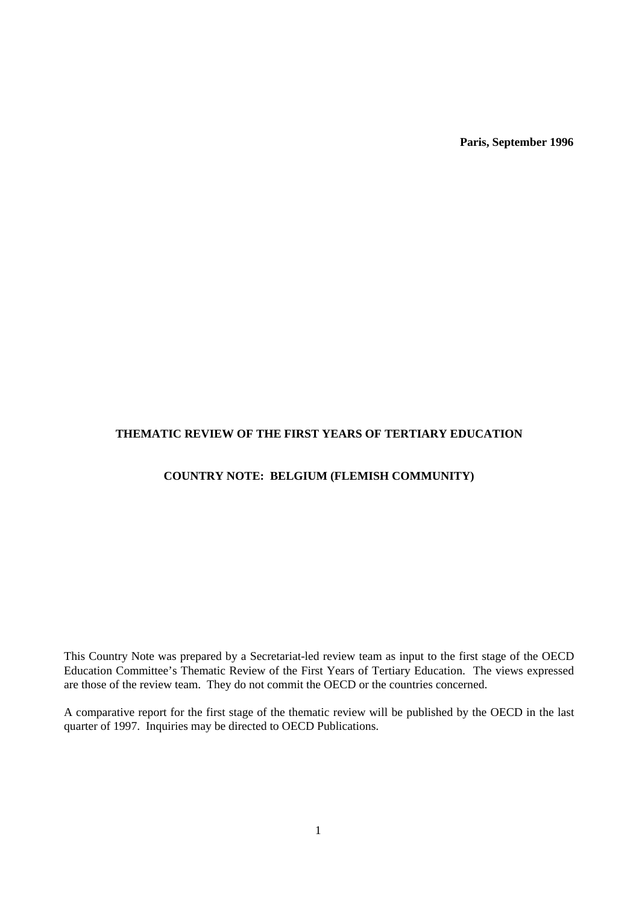**Paris, September 1996**

**THEMATIC REVIEW OF THE FIRST YEARS OF TERTIARY EDUCATION**

**COUNTRY NOTE: BELGIUM (FLEMISH COMMUNITY)**

This Country Note was prepared by a Secretariat-led review team as input to the first stage of the OECD Education Committee's Thematic Review of the First Years of Tertiary Education. The views expressed are those of the review team. They do not commit the OECD or the countries concerned.

A comparative report for the first stage of the thematic review will be published by the OECD in the last quarter of 1997. Inquiries may be directed to OECD Publications.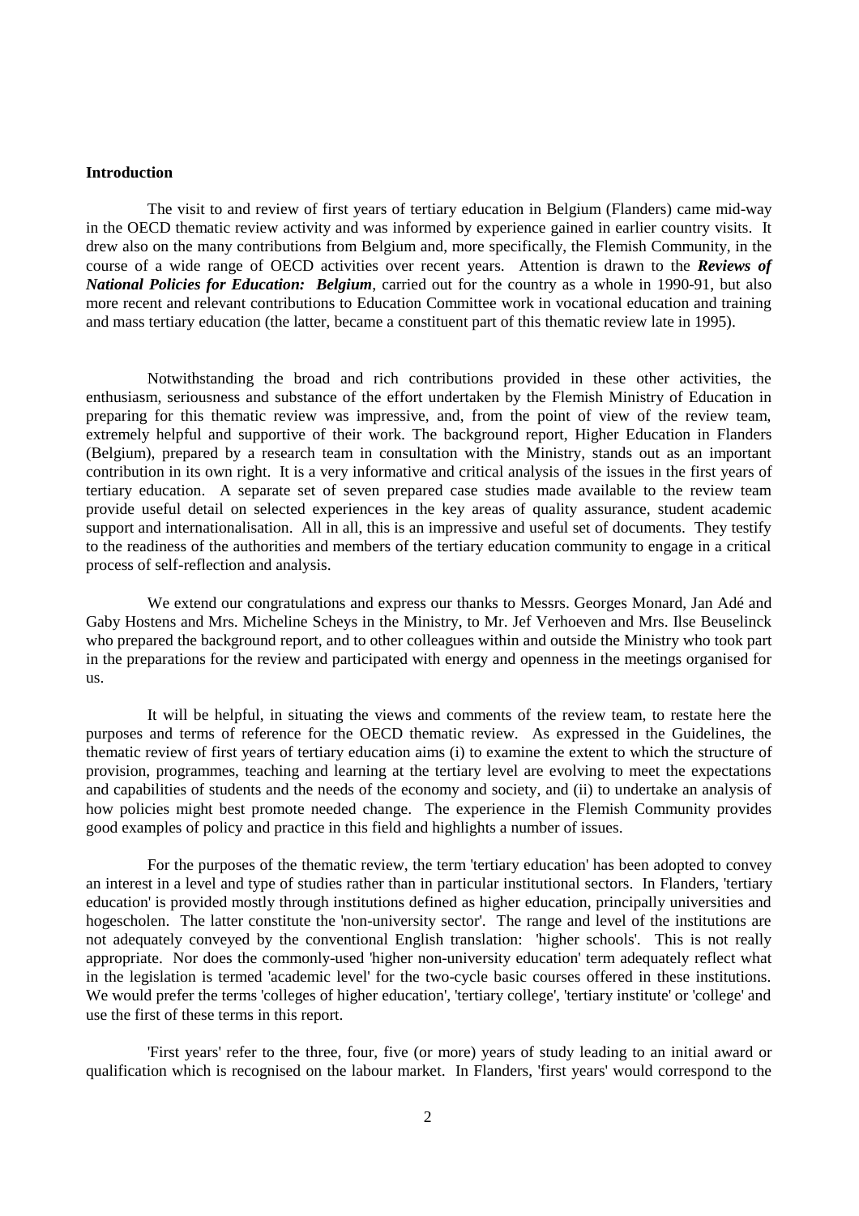**Introduction**

The visit to and review of first years of tertiary education in Belgium (Flanders) came mid-way in the OECD thematic review activity and was informed by experience gained in earlier country visits. It drew also on the many contributions from Belgium and, more specifically, the Flemish Community, in the course of a wide range of OECD activities over recent years. Attention is drawn to the ***Reviews of National Policies for Education: Belgium***, carried out for the country as a whole in 1990-91, but also more recent and relevant contributions to Education Committee work in vocational education and training and mass tertiary education (the latter, became a constituent part of this thematic review late in 1995).

Notwithstanding the broad and rich contributions provided in these other activities, the enthusiasm, seriousness and substance of the effort undertaken by the Flemish Ministry of Education in preparing for this thematic review was impressive, and, from the point of view of the review team, extremely helpful and supportive of their work. The background report, Higher Education in Flanders (Belgium), prepared by a research team in consultation with the Ministry, stands out as an important contribution in its own right. It is a very informative and critical analysis of the issues in the first years of tertiary education. A separate set of seven prepared case studies made available to the review team provide useful detail on selected experiences in the key areas of quality assurance, student academic support and internationalisation. All in all, this is an impressive and useful set of documents. They testify to the readiness of the authorities and members of the tertiary education community to engage in a critical process of self-reflection and analysis.

We extend our congratulations and express our thanks to Messrs. Georges Monard, Jan Adé and Gaby Hostens and Mrs. Micheline Scheys in the Ministry, to Mr. Jef Verhoeven and Mrs. Ilse Beuselinck who prepared the background report, and to other colleagues within and outside the Ministry who took part in the preparations for the review and participated with energy and openness in the meetings organised for us.

It will be helpful, in situating the views and comments of the review team, to restate here the purposes and terms of reference for the OECD thematic review. As expressed in the Guidelines, the thematic review of first years of tertiary education aims (i) to examine the extent to which the structure of provision, programmes, teaching and learning at the tertiary level are evolving to meet the expectations and capabilities of students and the needs of the economy and society, and (ii) to undertake an analysis of how policies might best promote needed change. The experience in the Flemish Community provides good examples of policy and practice in this field and highlights a number of issues.

For the purposes of the thematic review, the term 'tertiary education' has been adopted to convey an interest in a level and type of studies rather than in particular institutional sectors. In Flanders, 'tertiary education' is provided mostly through institutions defined as higher education, principally universities and hogescholen. The latter constitute the 'non-university sector'. The range and level of the institutions are not adequately conveyed by the conventional English translation: 'higher schools'. This is not really appropriate. Nor does the commonly-used 'higher non-university education' term adequately reflect what in the legislation is termed 'academic level' for the two-cycle basic courses offered in these institutions. We would prefer the terms 'colleges of higher education', 'tertiary college', 'tertiary institute' or 'college' and use the first of these terms in this report.

'First years' refer to the three, four, five (or more) years of study leading to an initial award or qualification which is recognised on the labour market. In Flanders, 'first years' would correspond to the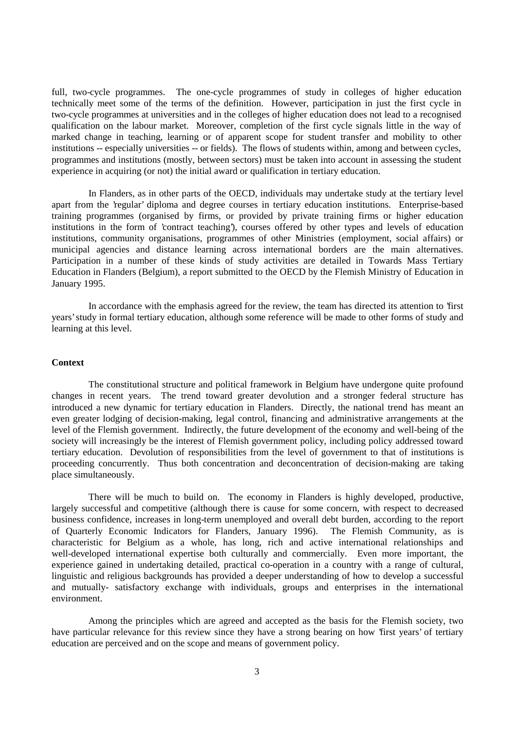full, two-cycle programmes. The one-cycle programmes of study in colleges of higher education technically meet some of the terms of the definition. However, participation in just the first cycle in two-cycle programmes at universities and in the colleges of higher education does not lead to a recognised qualification on the labour market. Moreover, completion of the first cycle signals little in the way of marked change in teaching, learning or of apparent scope for student transfer and mobility to other institutions -- especially universities -- or fields). The flows of students within, among and between cycles, programmes and institutions (mostly, between sectors) must be taken into account in assessing the student experience in acquiring (or not) the initial award or qualification in tertiary education.

In Flanders, as in other parts of the OECD, individuals may undertake study at the tertiary level apart from the 'regular' diploma and degree courses in tertiary education institutions. Enterprise-based training programmes (organised by firms, or provided by private training firms or higher education institutions in the form of 'contract teaching'), courses offered by other types and levels of education institutions, community organisations, programmes of other Ministries (employment, social affairs) or municipal agencies and distance learning across international borders are the main alternatives. Participation in a number of these kinds of study activities are detailed in Towards Mass Tertiary Education in Flanders (Belgium), a report submitted to the OECD by the Flemish Ministry of Education in January 1995.

In accordance with the emphasis agreed for the review, the team has directed its attention to 'first years' study in formal tertiary education, although some reference will be made to other forms of study and learning at this level.

**Context**

The constitutional structure and political framework in Belgium have undergone quite profound changes in recent years. The trend toward greater devolution and a stronger federal structure has introduced a new dynamic for tertiary education in Flanders. Directly, the national trend has meant an even greater lodging of decision-making, legal control, financing and administrative arrangements at the level of the Flemish government. Indirectly, the future development of the economy and well-being of the society will increasingly be the interest of Flemish government policy, including policy addressed toward tertiary education. Devolution of responsibilities from the level of government to that of institutions is proceeding concurrently. Thus both concentration and deconcentration of decision-making are taking place simultaneously.

There will be much to build on. The economy in Flanders is highly developed, productive, largely successful and competitive (although there is cause for some concern, with respect to decreased business confidence, increases in long-term unemployed and overall debt burden, according to the report of Quarterly Economic Indicators for Flanders, January 1996). The Flemish Community, as is characteristic for Belgium as a whole, has long, rich and active international relationships and well-developed international expertise both culturally and commercially. Even more important, the experience gained in undertaking detailed, practical co-operation in a country with a range of cultural, linguistic and religious backgrounds has provided a deeper understanding of how to develop a successful and mutually- satisfactory exchange with individuals, groups and enterprises in the international environment.

Among the principles which are agreed and accepted as the basis for the Flemish society, two have particular relevance for this review since they have a strong bearing on how 'first years' of tertiary education are perceived and on the scope and means of government policy.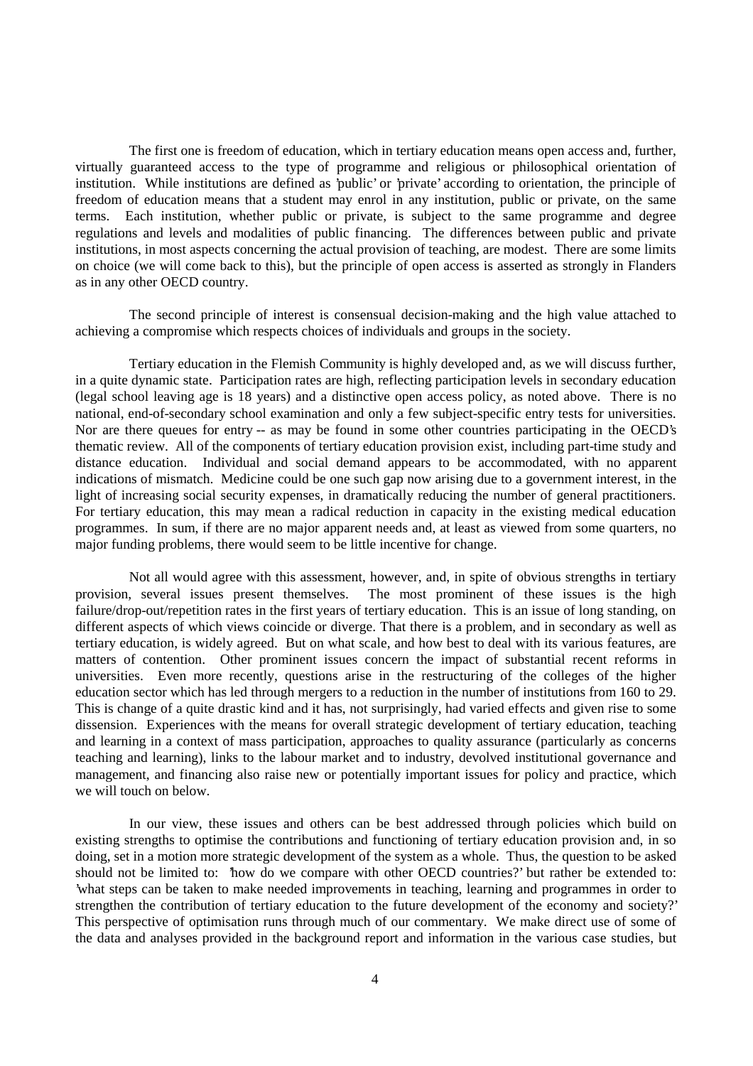The first one is freedom of education, which in tertiary education means open access and, further, virtually guaranteed access to the type of programme and religious or philosophical orientation of institution. While institutions are defined as 'public' or 'private' according to orientation, the principle of freedom of education means that a student may enrol in any institution, public or private, on the same terms. Each institution, whether public or private, is subject to the same programme and degree regulations and levels and modalities of public financing. The differences between public and private institutions, in most aspects concerning the actual provision of teaching, are modest. There are some limits on choice (we will come back to this), but the principle of open access is asserted as strongly in Flanders as in any other OECD country.

The second principle of interest is consensual decision-making and the high value attached to achieving a compromise which respects choices of individuals and groups in the society.

Tertiary education in the Flemish Community is highly developed and, as we will discuss further, in a quite dynamic state. Participation rates are high, reflecting participation levels in secondary education (legal school leaving age is 18 years) and a distinctive open access policy, as noted above. There is no national, end-of-secondary school examination and only a few subject-specific entry tests for universities. Nor are there queues for entry -- as may be found in some other countries participating in the OECD's thematic review. All of the components of tertiary education provision exist, including part-time study and distance education. Individual and social demand appears to be accommodated, with no apparent indications of mismatch. Medicine could be one such gap now arising due to a government interest, in the light of increasing social security expenses, in dramatically reducing the number of general practitioners. For tertiary education, this may mean a radical reduction in capacity in the existing medical education programmes. In sum, if there are no major apparent needs and, at least as viewed from some quarters, no major funding problems, there would seem to be little incentive for change.

Not all would agree with this assessment, however, and, in spite of obvious strengths in tertiary provision, several issues present themselves. The most prominent of these issues is the high failure/drop-out/repetition rates in the first years of tertiary education. This is an issue of long standing, on different aspects of which views coincide or diverge. That there is a problem, and in secondary as well as tertiary education, is widely agreed. But on what scale, and how best to deal with its various features, are matters of contention. Other prominent issues concern the impact of substantial recent reforms in universities. Even more recently, questions arise in the restructuring of the colleges of the higher education sector which has led through mergers to a reduction in the number of institutions from 160 to 29. This is change of a quite drastic kind and it has, not surprisingly, had varied effects and given rise to some dissension. Experiences with the means for overall strategic development of tertiary education, teaching and learning in a context of mass participation, approaches to quality assurance (particularly as concerns teaching and learning), links to the labour market and to industry, devolved institutional governance and management, and financing also raise new or potentially important issues for policy and practice, which we will touch on below.

In our view, these issues and others can be best addressed through policies which build on existing strengths to optimise the contributions and functioning of tertiary education provision and, in so doing, set in a motion more strategic development of the system as a whole. Thus, the question to be asked should not be limited to: 'how do we compare with other OECD countries?' but rather be extended to: 'what steps can be taken to make needed improvements in teaching, learning and programmes in order to strengthen the contribution of tertiary education to the future development of the economy and society?' This perspective of optimisation runs through much of our commentary. We make direct use of some of the data and analyses provided in the background report and information in the various case studies, but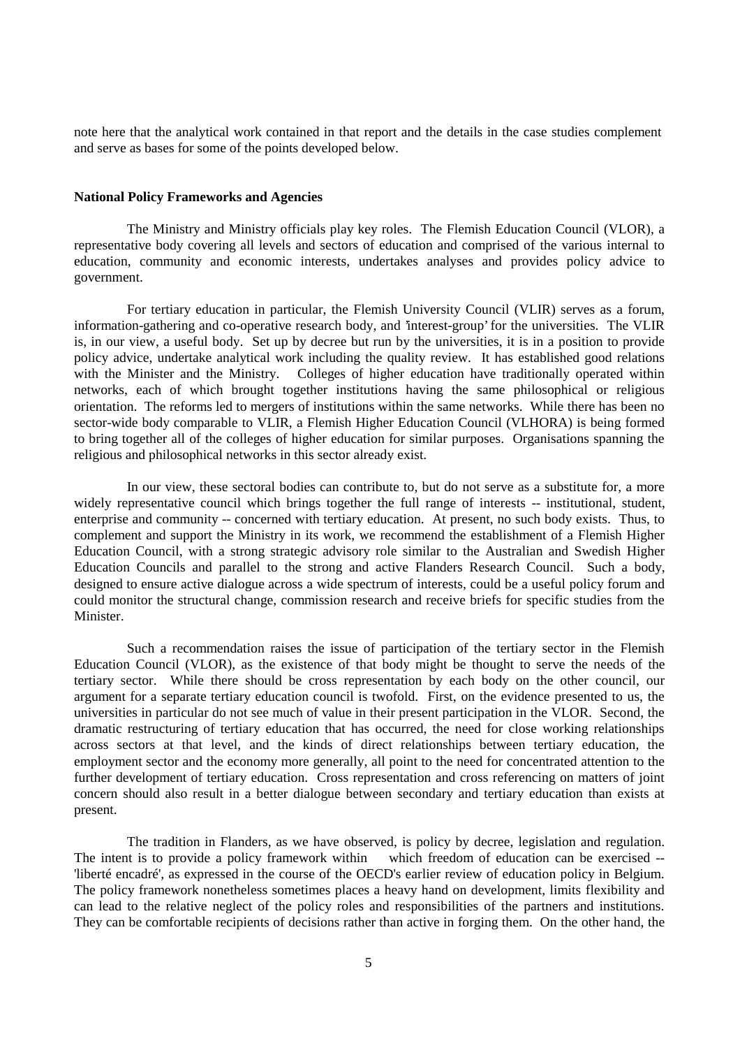note here that the analytical work contained in that report and the details in the case studies complement and serve as bases for some of the points developed below.

**National Policy Frameworks and Agencies**

The Ministry and Ministry officials play key roles. The Flemish Education Council (VLOR), a representative body covering all levels and sectors of education and comprised of the various internal to education, community and economic interests, undertakes analyses and provides policy advice to government.

For tertiary education in particular, the Flemish University Council (VLIR) serves as a forum, information-gathering and co-operative research body, and 'interest-group' for the universities. The VLIR is, in our view, a useful body. Set up by decree but run by the universities, it is in a position to provide policy advice, undertake analytical work including the quality review. It has established good relations with the Minister and the Ministry. Colleges of higher education have traditionally operated within networks, each of which brought together institutions having the same philosophical or religious orientation. The reforms led to mergers of institutions within the same networks. While there has been no sector-wide body comparable to VLIR, a Flemish Higher Education Council (VLHORA) is being formed to bring together all of the colleges of higher education for similar purposes. Organisations spanning the religious and philosophical networks in this sector already exist.

In our view, these sectoral bodies can contribute to, but do not serve as a substitute for, a more widely representative council which brings together the full range of interests -- institutional, student, enterprise and community -- concerned with tertiary education. At present, no such body exists. Thus, to complement and support the Ministry in its work, we recommend the establishment of a Flemish Higher Education Council, with a strong strategic advisory role similar to the Australian and Swedish Higher Education Councils and parallel to the strong and active Flanders Research Council. Such a body, designed to ensure active dialogue across a wide spectrum of interests, could be a useful policy forum and could monitor the structural change, commission research and receive briefs for specific studies from the Minister.

Such a recommendation raises the issue of participation of the tertiary sector in the Flemish Education Council (VLOR), as the existence of that body might be thought to serve the needs of the tertiary sector. While there should be cross representation by each body on the other council, our argument for a separate tertiary education council is twofold. First, on the evidence presented to us, the universities in particular do not see much of value in their present participation in the VLOR. Second, the dramatic restructuring of tertiary education that has occurred, the need for close working relationships across sectors at that level, and the kinds of direct relationships between tertiary education, the employment sector and the economy more generally, all point to the need for concentrated attention to the further development of tertiary education. Cross representation and cross referencing on matters of joint concern should also result in a better dialogue between secondary and tertiary education than exists at present.

The tradition in Flanders, as we have observed, is policy by decree, legislation and regulation. The intent is to provide a policy framework within which freedom of education can be exercised -- 'liberté encadré', as expressed in the course of the OECD's earlier review of education policy in Belgium. The policy framework nonetheless sometimes places a heavy hand on development, limits flexibility and can lead to the relative neglect of the policy roles and responsibilities of the partners and institutions. They can be comfortable recipients of decisions rather than active in forging them. On the other hand, the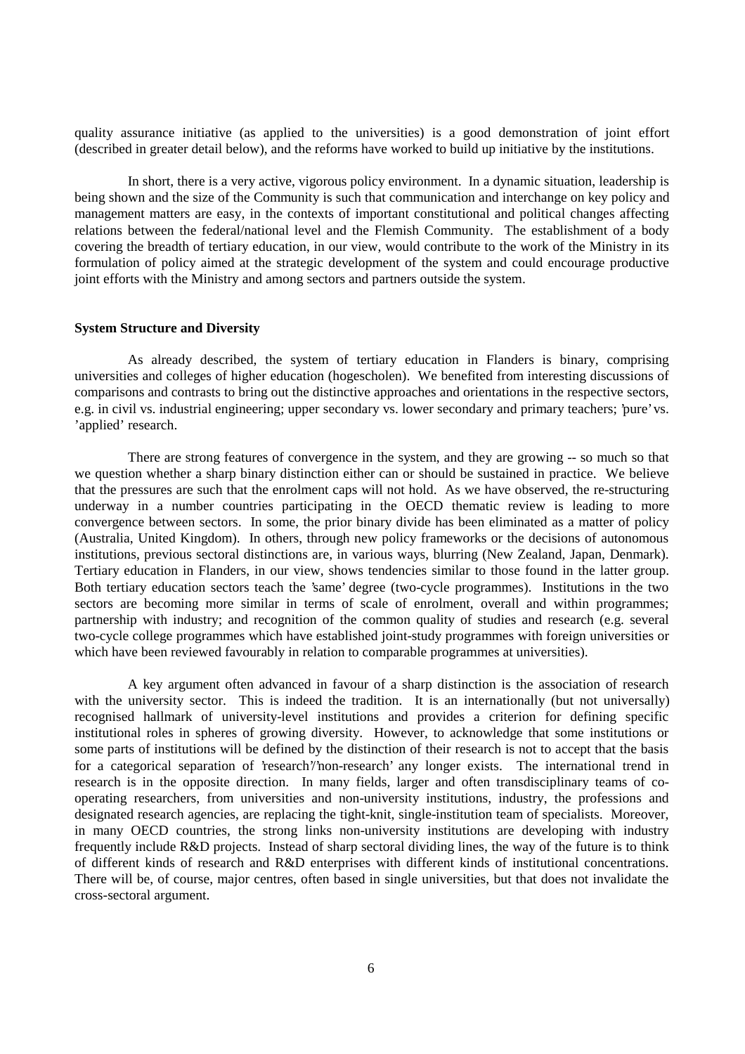quality assurance initiative (as applied to the universities) is a good demonstration of joint effort (described in greater detail below), and the reforms have worked to build up initiative by the institutions.

In short, there is a very active, vigorous policy environment. In a dynamic situation, leadership is being shown and the size of the Community is such that communication and interchange on key policy and management matters are easy, in the contexts of important constitutional and political changes affecting relations between the federal/national level and the Flemish Community. The establishment of a body covering the breadth of tertiary education, in our view, would contribute to the work of the Ministry in its formulation of policy aimed at the strategic development of the system and could encourage productive joint efforts with the Ministry and among sectors and partners outside the system.

**System Structure and Diversity**

As already described, the system of tertiary education in Flanders is binary, comprising universities and colleges of higher education (hogescholen). We benefited from interesting discussions of comparisons and contrasts to bring out the distinctive approaches and orientations in the respective sectors, e.g. in civil vs. industrial engineering; upper secondary vs. lower secondary and primary teachers; 'pure' vs. 'applied' research.

There are strong features of convergence in the system, and they are growing -- so much so that we question whether a sharp binary distinction either can or should be sustained in practice. We believe that the pressures are such that the enrolment caps will not hold. As we have observed, the re-structuring underway in a number countries participating in the OECD thematic review is leading to more convergence between sectors. In some, the prior binary divide has been eliminated as a matter of policy (Australia, United Kingdom). In others, through new policy frameworks or the decisions of autonomous institutions, previous sectoral distinctions are, in various ways, blurring (New Zealand, Japan, Denmark). Tertiary education in Flanders, in our view, shows tendencies similar to those found in the latter group. Both tertiary education sectors teach the 'same' degree (two-cycle programmes). Institutions in the two sectors are becoming more similar in terms of scale of enrolment, overall and within programmes; partnership with industry; and recognition of the common quality of studies and research (e.g. several two-cycle college programmes which have established joint-study programmes with foreign universities or which have been reviewed favourably in relation to comparable programmes at universities).

A key argument often advanced in favour of a sharp distinction is the association of research with the university sector. This is indeed the tradition. It is an internationally (but not universally) recognised hallmark of university-level institutions and provides a criterion for defining specific institutional roles in spheres of growing diversity. However, to acknowledge that some institutions or some parts of institutions will be defined by the distinction of their research is not to accept that the basis for a categorical separation of 'research'/'non-research' any longer exists. The international trend in research is in the opposite direction. In many fields, larger and often transdisciplinary teams of co-operating researchers, from universities and non-university institutions, industry, the professions and designated research agencies, are replacing the tight-knit, single-institution team of specialists. Moreover, in many OECD countries, the strong links non-university institutions are developing with industry frequently include R&D projects. Instead of sharp sectoral dividing lines, the way of the future is to think of different kinds of research and R&D enterprises with different kinds of institutional concentrations. There will be, of course, major centres, often based in single universities, but that does not invalidate the cross-sectoral argument.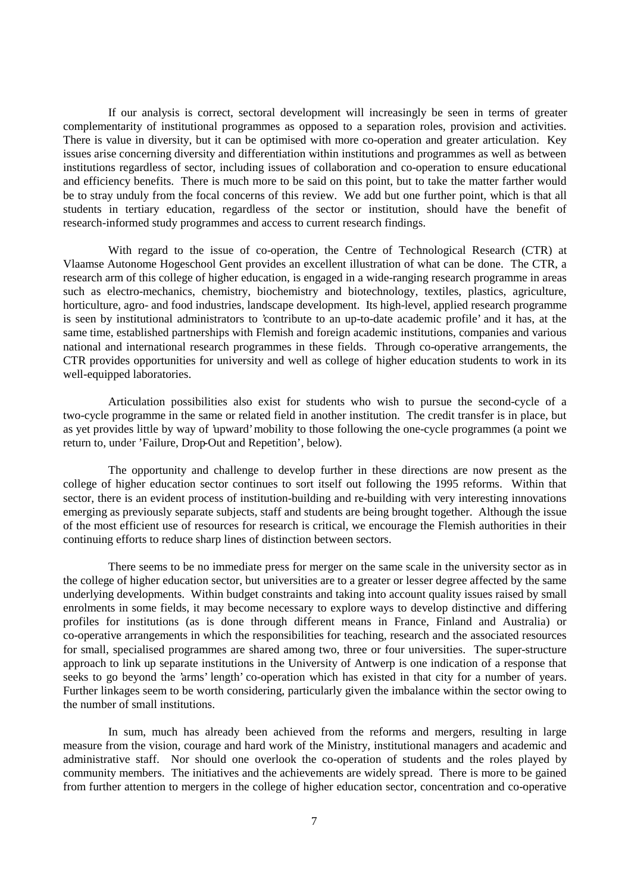If our analysis is correct, sectoral development will increasingly be seen in terms of greater complementarity of institutional programmes as opposed to a separation roles, provision and activities. There is value in diversity, but it can be optimised with more co-operation and greater articulation. Key issues arise concerning diversity and differentiation within institutions and programmes as well as between institutions regardless of sector, including issues of collaboration and co-operation to ensure educational and efficiency benefits. There is much more to be said on this point, but to take the matter farther would be to stray unduly from the focal concerns of this review. We add but one further point, which is that all students in tertiary education, regardless of the sector or institution, should have the benefit of research-informed study programmes and access to current research findings.

With regard to the issue of co-operation, the Centre of Technological Research (CTR) at Vlaamse Autonome Hogeschool Gent provides an excellent illustration of what can be done. The CTR, a research arm of this college of higher education, is engaged in a wide-ranging research programme in areas such as electro-mechanics, chemistry, biochemistry and biotechnology, textiles, plastics, agriculture, horticulture, agro- and food industries, landscape development. Its high-level, applied research programme is seen by institutional administrators to 'contribute to an up-to-date academic profile' and it has, at the same time, established partnerships with Flemish and foreign academic institutions, companies and various national and international research programmes in these fields. Through co-operative arrangements, the CTR provides opportunities for university and well as college of higher education students to work in its well-equipped laboratories.

Articulation possibilities also exist for students who wish to pursue the second-cycle of a two-cycle programme in the same or related field in another institution. The credit transfer is in place, but as yet provides little by way of 'upward' mobility to those following the one-cycle programmes (a point we return to, under 'Failure, Drop-Out and Repetition', below).

The opportunity and challenge to develop further in these directions are now present as the college of higher education sector continues to sort itself out following the 1995 reforms. Within that sector, there is an evident process of institution-building and re-building with very interesting innovations emerging as previously separate subjects, staff and students are being brought together. Although the issue of the most efficient use of resources for research is critical, we encourage the Flemish authorities in their continuing efforts to reduce sharp lines of distinction between sectors.

There seems to be no immediate press for merger on the same scale in the university sector as in the college of higher education sector, but universities are to a greater or lesser degree affected by the same underlying developments. Within budget constraints and taking into account quality issues raised by small enrolments in some fields, it may become necessary to explore ways to develop distinctive and differing profiles for institutions (as is done through different means in France, Finland and Australia) or co-operative arrangements in which the responsibilities for teaching, research and the associated resources for small, specialised programmes are shared among two, three or four universities. The super-structure approach to link up separate institutions in the University of Antwerp is one indication of a response that seeks to go beyond the 'arms' length' co-operation which has existed in that city for a number of years. Further linkages seem to be worth considering, particularly given the imbalance within the sector owing to the number of small institutions.

In sum, much has already been achieved from the reforms and mergers, resulting in large measure from the vision, courage and hard work of the Ministry, institutional managers and academic and administrative staff. Nor should one overlook the co-operation of students and the roles played by community members. The initiatives and the achievements are widely spread. There is more to be gained from further attention to mergers in the college of higher education sector, concentration and co-operative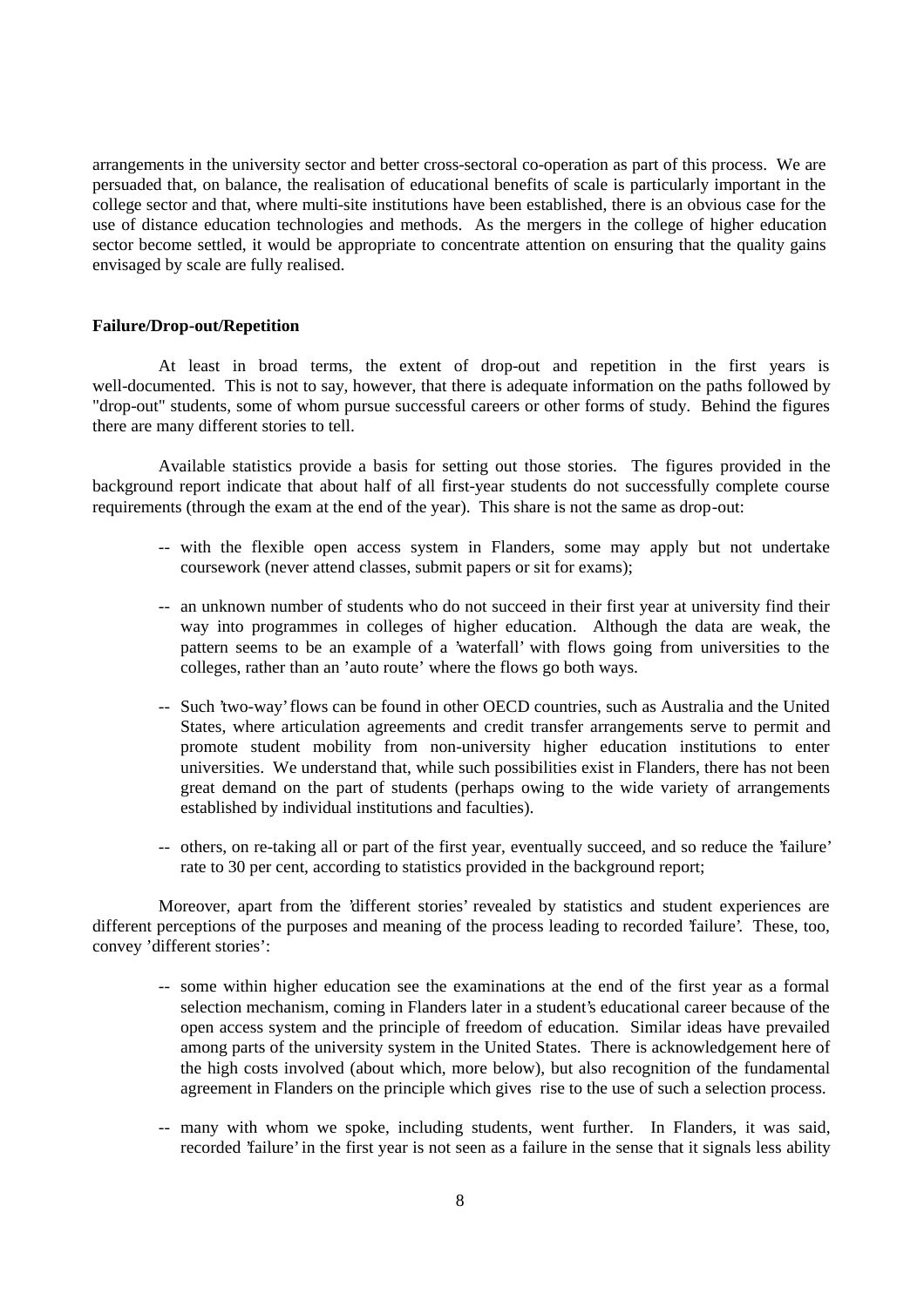arrangements in the university sector and better cross-sectoral co-operation as part of this process. We are persuaded that, on balance, the realisation of educational benefits of scale is particularly important in the college sector and that, where multi-site institutions have been established, there is an obvious case for the use of distance education technologies and methods. As the mergers in the college of higher education sector become settled, it would be appropriate to concentrate attention on ensuring that the quality gains envisaged by scale are fully realised.

**Failure/Drop-out/Repetition**

At least in broad terms, the extent of drop-out and repetition in the first years is well-documented. This is not to say, however, that there is adequate information on the paths followed by "drop-out" students, some of whom pursue successful careers or other forms of study. Behind the figures there are many different stories to tell.

Available statistics provide a basis for setting out those stories. The figures provided in the background report indicate that about half of all first-year students do not successfully complete course requirements (through the exam at the end of the year). This share is not the same as drop-out:

- -- with the flexible open access system in Flanders, some may apply but not undertake coursework (never attend classes, submit papers or sit for exams);
- -- an unknown number of students who do not succeed in their first year at university find their way into programmes in colleges of higher education. Although the data are weak, the pattern seems to be an example of a 'waterfall' with flows going from universities to the colleges, rather than an 'auto route' where the flows go both ways.
- -- Such 'two-way' flows can be found in other OECD countries, such as Australia and the United States, where articulation agreements and credit transfer arrangements serve to permit and promote student mobility from non-university higher education institutions to enter universities. We understand that, while such possibilities exist in Flanders, there has not been great demand on the part of students (perhaps owing to the wide variety of arrangements established by individual institutions and faculties).
- -- others, on re-taking all or part of the first year, eventually succeed, and so reduce the 'failure' rate to 30 per cent, according to statistics provided in the background report;

Moreover, apart from the 'different stories' revealed by statistics and student experiences are different perceptions of the purposes and meaning of the process leading to recorded 'failure'. These, too, convey 'different stories':

- -- some within higher education see the examinations at the end of the first year as a formal selection mechanism, coming in Flanders later in a student's educational career because of the open access system and the principle of freedom of education. Similar ideas have prevailed among parts of the university system in the United States. There is acknowledgement here of the high costs involved (about which, more below), but also recognition of the fundamental agreement in Flanders on the principle which gives rise to the use of such a selection process.
- -- many with whom we spoke, including students, went further. In Flanders, it was said, recorded 'failure' in the first year is not seen as a failure in the sense that it signals less ability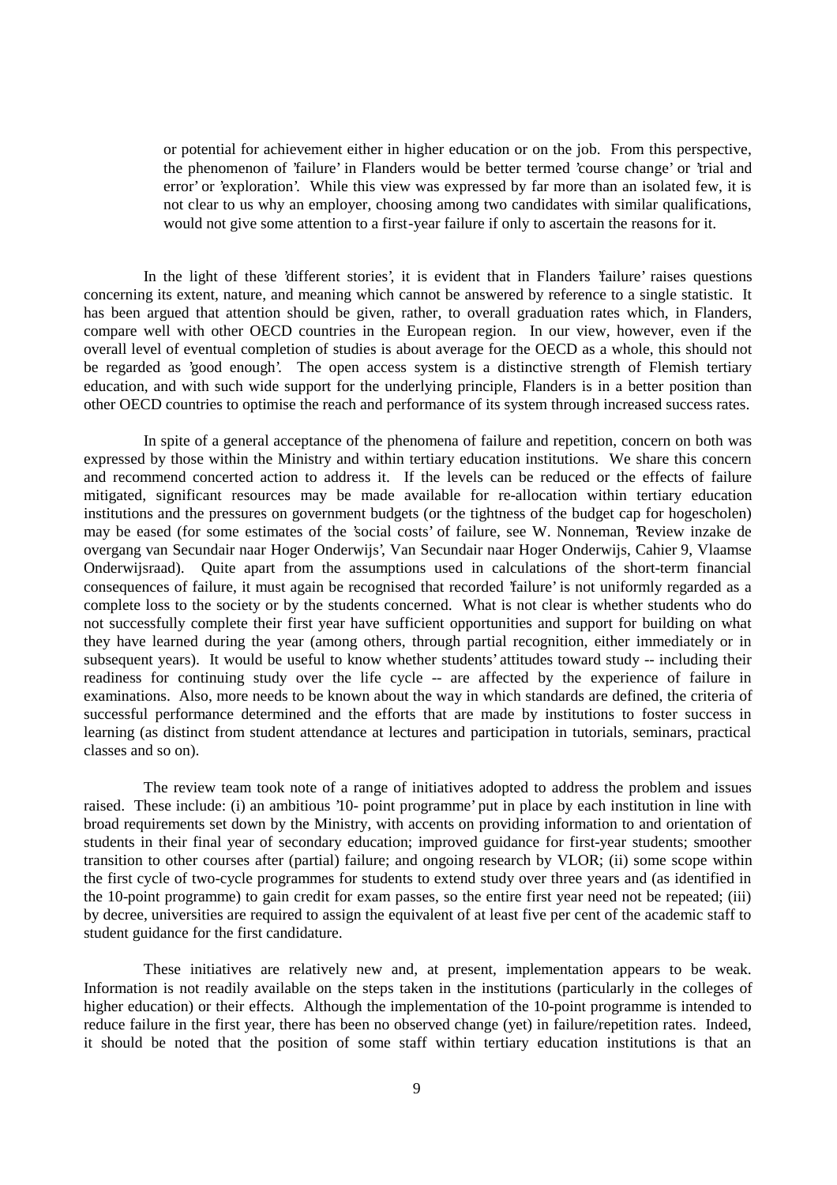> or potential for achievement either in higher education or on the job. From this perspective, the phenomenon of 'failure' in Flanders would be better termed 'course change' or 'trial and error' or 'exploration'. While this view was expressed by far more than an isolated few, it is not clear to us why an employer, choosing among two candidates with similar qualifications, would not give some attention to a first-year failure if only to ascertain the reasons for it.

In the light of these 'different stories', it is evident that in Flanders 'failure' raises questions concerning its extent, nature, and meaning which cannot be answered by reference to a single statistic. It has been argued that attention should be given, rather, to overall graduation rates which, in Flanders, compare well with other OECD countries in the European region. In our view, however, even if the overall level of eventual completion of studies is about average for the OECD as a whole, this should not be regarded as 'good enough'. The open access system is a distinctive strength of Flemish tertiary education, and with such wide support for the underlying principle, Flanders is in a better position than other OECD countries to optimise the reach and performance of its system through increased success rates.

In spite of a general acceptance of the phenomena of failure and repetition, concern on both was expressed by those within the Ministry and within tertiary education institutions. We share this concern and recommend concerted action to address it. If the levels can be reduced or the effects of failure mitigated, significant resources may be made available for re-allocation within tertiary education institutions and the pressures on government budgets (or the tightness of the budget cap for hogescholen) may be eased (for some estimates of the 'social costs' of failure, see W. Nonneman, 'Review inzake de overgang van Secundair naar Hoger Onderwijs', Van Secundair naar Hoger Onderwijs, Cahier 9, Vlaamse Onderwijsraad). Quite apart from the assumptions used in calculations of the short-term financial consequences of failure, it must again be recognised that recorded 'failure' is not uniformly regarded as a complete loss to the society or by the students concerned. What is not clear is whether students who do not successfully complete their first year have sufficient opportunities and support for building on what they have learned during the year (among others, through partial recognition, either immediately or in subsequent years). It would be useful to know whether students' attitudes toward study -- including their readiness for continuing study over the life cycle -- are affected by the experience of failure in examinations. Also, more needs to be known about the way in which standards are defined, the criteria of successful performance determined and the efforts that are made by institutions to foster success in learning (as distinct from student attendance at lectures and participation in tutorials, seminars, practical classes and so on).

The review team took note of a range of initiatives adopted to address the problem and issues raised. These include: (i) an ambitious '10- point programme' put in place by each institution in line with broad requirements set down by the Ministry, with accents on providing information to and orientation of students in their final year of secondary education; improved guidance for first-year students; smoother transition to other courses after (partial) failure; and ongoing research by VLOR; (ii) some scope within the first cycle of two-cycle programmes for students to extend study over three years and (as identified in the 10-point programme) to gain credit for exam passes, so the entire first year need not be repeated; (iii) by decree, universities are required to assign the equivalent of at least five per cent of the academic staff to student guidance for the first candidature.

These initiatives are relatively new and, at present, implementation appears to be weak. Information is not readily available on the steps taken in the institutions (particularly in the colleges of higher education) or their effects. Although the implementation of the 10-point programme is intended to reduce failure in the first year, there has been no observed change (yet) in failure/repetition rates. Indeed, it should be noted that the position of some staff within tertiary education institutions is that an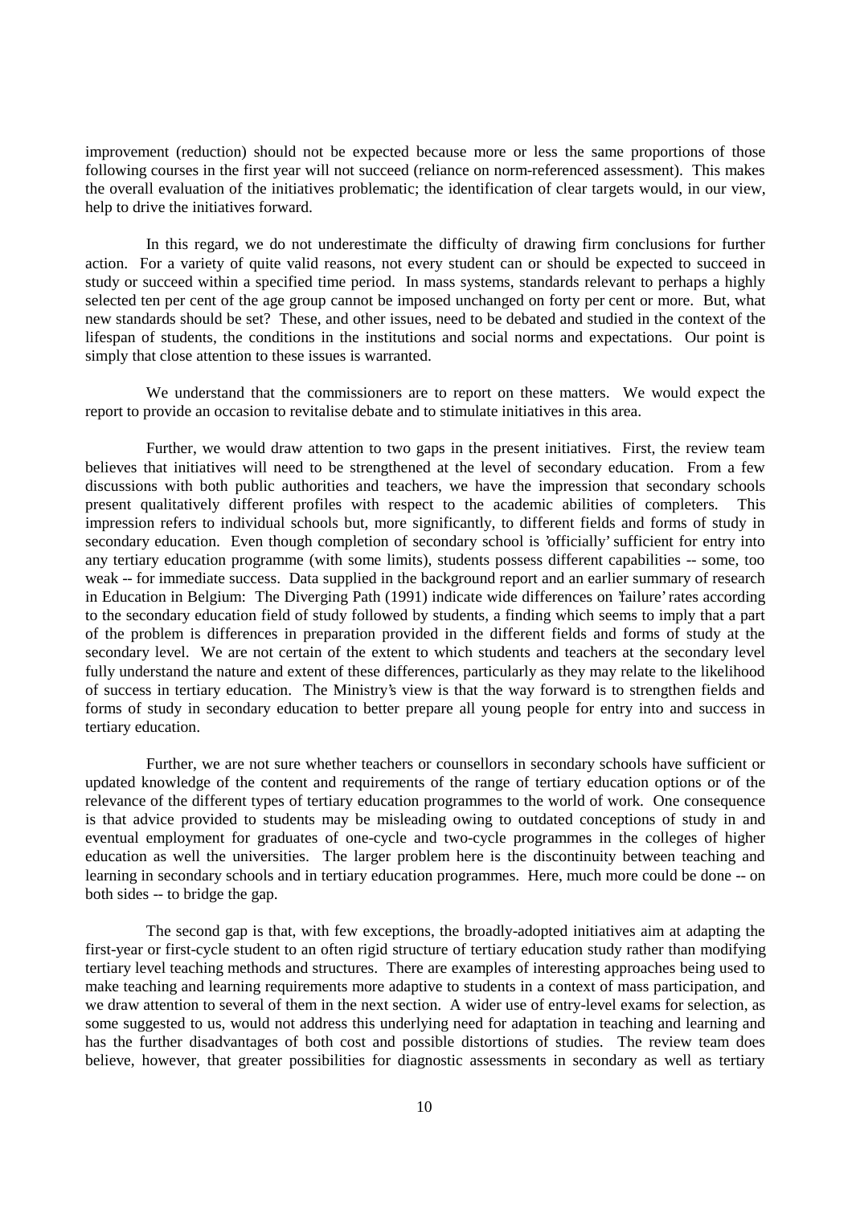improvement (reduction) should not be expected because more or less the same proportions of those following courses in the first year will not succeed (reliance on norm-referenced assessment). This makes the overall evaluation of the initiatives problematic; the identification of clear targets would, in our view, help to drive the initiatives forward.

In this regard, we do not underestimate the difficulty of drawing firm conclusions for further action. For a variety of quite valid reasons, not every student can or should be expected to succeed in study or succeed within a specified time period. In mass systems, standards relevant to perhaps a highly selected ten per cent of the age group cannot be imposed unchanged on forty per cent or more. But, what new standards should be set? These, and other issues, need to be debated and studied in the context of the lifespan of students, the conditions in the institutions and social norms and expectations. Our point is simply that close attention to these issues is warranted.

We understand that the commissioners are to report on these matters. We would expect the report to provide an occasion to revitalise debate and to stimulate initiatives in this area.

Further, we would draw attention to two gaps in the present initiatives. First, the review team believes that initiatives will need to be strengthened at the level of secondary education. From a few discussions with both public authorities and teachers, we have the impression that secondary schools present qualitatively different profiles with respect to the academic abilities of completers. This impression refers to individual schools but, more significantly, to different fields and forms of study in secondary education. Even though completion of secondary school is 'officially' sufficient for entry into any tertiary education programme (with some limits), students possess different capabilities -- some, too weak -- for immediate success. Data supplied in the background report and an earlier summary of research in Education in Belgium: The Diverging Path (1991) indicate wide differences on 'failure' rates according to the secondary education field of study followed by students, a finding which seems to imply that a part of the problem is differences in preparation provided in the different fields and forms of study at the secondary level. We are not certain of the extent to which students and teachers at the secondary level fully understand the nature and extent of these differences, particularly as they may relate to the likelihood of success in tertiary education. The Ministry's view is that the way forward is to strengthen fields and forms of study in secondary education to better prepare all young people for entry into and success in tertiary education.

Further, we are not sure whether teachers or counsellors in secondary schools have sufficient or updated knowledge of the content and requirements of the range of tertiary education options or of the relevance of the different types of tertiary education programmes to the world of work. One consequence is that advice provided to students may be misleading owing to outdated conceptions of study in and eventual employment for graduates of one-cycle and two-cycle programmes in the colleges of higher education as well the universities. The larger problem here is the discontinuity between teaching and learning in secondary schools and in tertiary education programmes. Here, much more could be done -- on both sides -- to bridge the gap.

The second gap is that, with few exceptions, the broadly-adopted initiatives aim at adapting the first-year or first-cycle student to an often rigid structure of tertiary education study rather than modifying tertiary level teaching methods and structures. There are examples of interesting approaches being used to make teaching and learning requirements more adaptive to students in a context of mass participation, and we draw attention to several of them in the next section. A wider use of entry-level exams for selection, as some suggested to us, would not address this underlying need for adaptation in teaching and learning and has the further disadvantages of both cost and possible distortions of studies. The review team does believe, however, that greater possibilities for diagnostic assessments in secondary as well as tertiary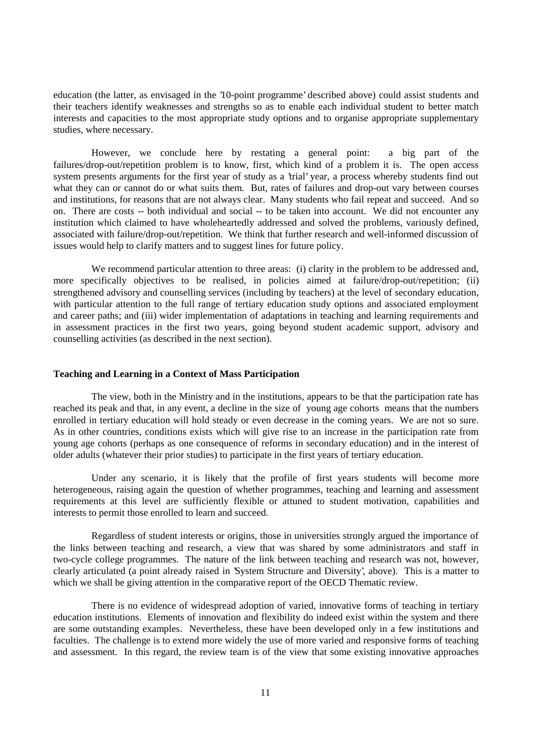education (the latter, as envisaged in the '10-point programme' described above) could assist students and their teachers identify weaknesses and strengths so as to enable each individual student to better match interests and capacities to the most appropriate study options and to organise appropriate supplementary studies, where necessary.

However, we conclude here by restating a general point: a big part of the failures/drop-out/repetition problem is to know, first, which kind of a problem it is. The open access system presents arguments for the first year of study as a 'trial' year, a process whereby students find out what they can or cannot do or what suits them. But, rates of failures and drop-out vary between courses and institutions, for reasons that are not always clear. Many students who fail repeat and succeed. And so on. There are costs -- both individual and social -- to be taken into account. We did not encounter any institution which claimed to have wholeheartedly addressed and solved the problems, variously defined, associated with failure/drop-out/repetition. We think that further research and well-informed discussion of issues would help to clarify matters and to suggest lines for future policy.

We recommend particular attention to three areas: (i) clarity in the problem to be addressed and, more specifically objectives to be realised, in policies aimed at failure/drop-out/repetition; (ii) strengthened advisory and counselling services (including by teachers) at the level of secondary education, with particular attention to the full range of tertiary education study options and associated employment and career paths; and (iii) wider implementation of adaptations in teaching and learning requirements and in assessment practices in the first two years, going beyond student academic support, advisory and counselling activities (as described in the next section).

**Teaching and Learning in a Context of Mass Participation**

The view, both in the Ministry and in the institutions, appears to be that the participation rate has reached its peak and that, in any event, a decline in the size of young age cohorts means that the numbers enrolled in tertiary education will hold steady or even decrease in the coming years. We are not so sure. As in other countries, conditions exists which will give rise to an increase in the participation rate from young age cohorts (perhaps as one consequence of reforms in secondary education) and in the interest of older adults (whatever their prior studies) to participate in the first years of tertiary education.

Under any scenario, it is likely that the profile of first years students will become more heterogeneous, raising again the question of whether programmes, teaching and learning and assessment requirements at this level are sufficiently flexible or attuned to student motivation, capabilities and interests to permit those enrolled to learn and succeed.

Regardless of student interests or origins, those in universities strongly argued the importance of the links between teaching and research, a view that was shared by some administrators and staff in two-cycle college programmes. The nature of the link between teaching and research was not, however, clearly articulated (a point already raised in 'System Structure and Diversity', above). This is a matter to which we shall be giving attention in the comparative report of the OECD Thematic review.

There is no evidence of widespread adoption of varied, innovative forms of teaching in tertiary education institutions. Elements of innovation and flexibility do indeed exist within the system and there are some outstanding examples. Nevertheless, these have been developed only in a few institutions and faculties. The challenge is to extend more widely the use of more varied and responsive forms of teaching and assessment. In this regard, the review team is of the view that some existing innovative approaches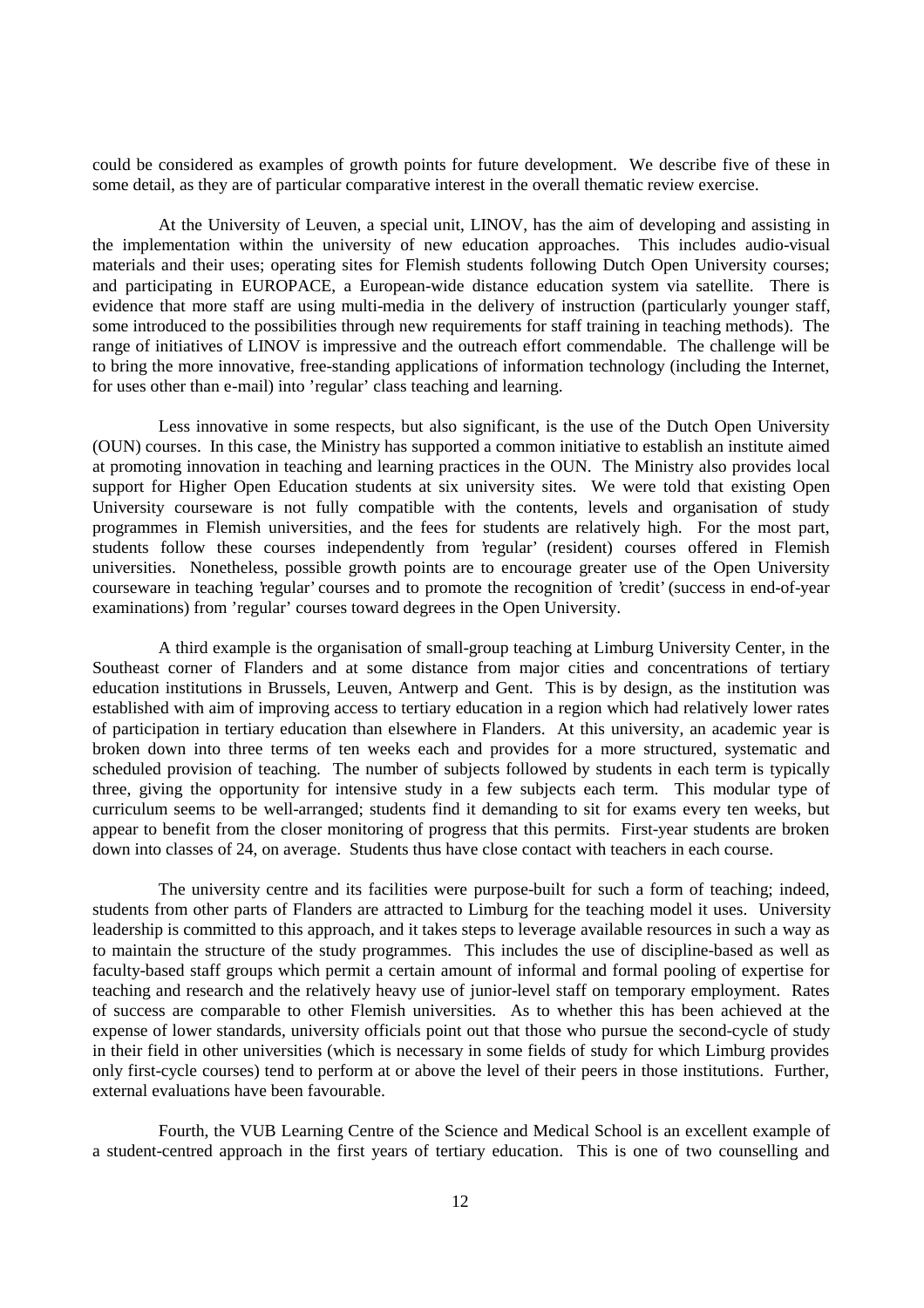could be considered as examples of growth points for future development. We describe five of these in some detail, as they are of particular comparative interest in the overall thematic review exercise.

At the University of Leuven, a special unit, LINOV, has the aim of developing and assisting in the implementation within the university of new education approaches. This includes audio-visual materials and their uses; operating sites for Flemish students following Dutch Open University courses; and participating in EUROPACE, a European-wide distance education system via satellite. There is evidence that more staff are using multi-media in the delivery of instruction (particularly younger staff, some introduced to the possibilities through new requirements for staff training in teaching methods). The range of initiatives of LINOV is impressive and the outreach effort commendable. The challenge will be to bring the more innovative, free-standing applications of information technology (including the Internet, for uses other than e-mail) into 'regular' class teaching and learning.

Less innovative in some respects, but also significant, is the use of the Dutch Open University (OUN) courses. In this case, the Ministry has supported a common initiative to establish an institute aimed at promoting innovation in teaching and learning practices in the OUN. The Ministry also provides local support for Higher Open Education students at six university sites. We were told that existing Open University courseware is not fully compatible with the contents, levels and organisation of study programmes in Flemish universities, and the fees for students are relatively high. For the most part, students follow these courses independently from 'regular' (resident) courses offered in Flemish universities. Nonetheless, possible growth points are to encourage greater use of the Open University courseware in teaching 'regular' courses and to promote the recognition of 'credit' (success in end-of-year examinations) from 'regular' courses toward degrees in the Open University.

A third example is the organisation of small-group teaching at Limburg University Center, in the Southeast corner of Flanders and at some distance from major cities and concentrations of tertiary education institutions in Brussels, Leuven, Antwerp and Gent. This is by design, as the institution was established with aim of improving access to tertiary education in a region which had relatively lower rates of participation in tertiary education than elsewhere in Flanders. At this university, an academic year is broken down into three terms of ten weeks each and provides for a more structured, systematic and scheduled provision of teaching. The number of subjects followed by students in each term is typically three, giving the opportunity for intensive study in a few subjects each term. This modular type of curriculum seems to be well-arranged; students find it demanding to sit for exams every ten weeks, but appear to benefit from the closer monitoring of progress that this permits. First-year students are broken down into classes of 24, on average. Students thus have close contact with teachers in each course.

The university centre and its facilities were purpose-built for such a form of teaching; indeed, students from other parts of Flanders are attracted to Limburg for the teaching model it uses. University leadership is committed to this approach, and it takes steps to leverage available resources in such a way as to maintain the structure of the study programmes. This includes the use of discipline-based as well as faculty-based staff groups which permit a certain amount of informal and formal pooling of expertise for teaching and research and the relatively heavy use of junior-level staff on temporary employment. Rates of success are comparable to other Flemish universities. As to whether this has been achieved at the expense of lower standards, university officials point out that those who pursue the second-cycle of study in their field in other universities (which is necessary in some fields of study for which Limburg provides only first-cycle courses) tend to perform at or above the level of their peers in those institutions. Further, external evaluations have been favourable.

Fourth, the VUB Learning Centre of the Science and Medical School is an excellent example of a student-centred approach in the first years of tertiary education. This is one of two counselling and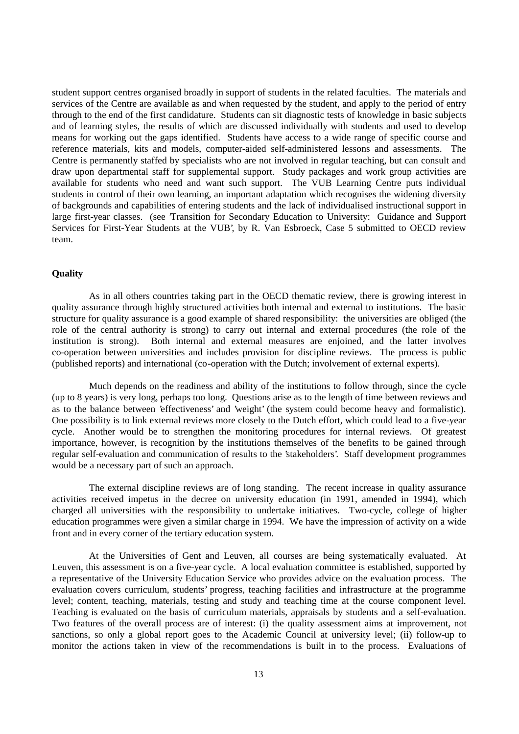student support centres organised broadly in support of students in the related faculties. The materials and services of the Centre are available as and when requested by the student, and apply to the period of entry through to the end of the first candidature. Students can sit diagnostic tests of knowledge in basic subjects and of learning styles, the results of which are discussed individually with students and used to develop means for working out the gaps identified. Students have access to a wide range of specific course and reference materials, kits and models, computer-aided self-administered lessons and assessments. The Centre is permanently staffed by specialists who are not involved in regular teaching, but can consult and draw upon departmental staff for supplemental support. Study packages and work group activities are available for students who need and want such support. The VUB Learning Centre puts individual students in control of their own learning, an important adaptation which recognises the widening diversity of backgrounds and capabilities of entering students and the lack of individualised instructional support in large first-year classes. (see 'Transition for Secondary Education to University: Guidance and Support Services for First-Year Students at the VUB', by R. Van Esbroeck, Case 5 submitted to OECD review team.

**Quality**

As in all others countries taking part in the OECD thematic review, there is growing interest in quality assurance through highly structured activities both internal and external to institutions. The basic structure for quality assurance is a good example of shared responsibility: the universities are obliged (the role of the central authority is strong) to carry out internal and external procedures (the role of the institution is strong). Both internal and external measures are enjoined, and the latter involves co-operation between universities and includes provision for discipline reviews. The process is public (published reports) and international (co-operation with the Dutch; involvement of external experts).

Much depends on the readiness and ability of the institutions to follow through, since the cycle (up to 8 years) is very long, perhaps too long. Questions arise as to the length of time between reviews and as to the balance between 'effectiveness' and 'weight' (the system could become heavy and formalistic). One possibility is to link external reviews more closely to the Dutch effort, which could lead to a five-year cycle. Another would be to strengthen the monitoring procedures for internal reviews. Of greatest importance, however, is recognition by the institutions themselves of the benefits to be gained through regular self-evaluation and communication of results to the 'stakeholders'. Staff development programmes would be a necessary part of such an approach.

The external discipline reviews are of long standing. The recent increase in quality assurance activities received impetus in the decree on university education (in 1991, amended in 1994), which charged all universities with the responsibility to undertake initiatives. Two-cycle, college of higher education programmes were given a similar charge in 1994. We have the impression of activity on a wide front and in every corner of the tertiary education system.

At the Universities of Gent and Leuven, all courses are being systematically evaluated. At Leuven, this assessment is on a five-year cycle. A local evaluation committee is established, supported by a representative of the University Education Service who provides advice on the evaluation process. The evaluation covers curriculum, students' progress, teaching facilities and infrastructure at the programme level; content, teaching, materials, testing and study and teaching time at the course component level. Teaching is evaluated on the basis of curriculum materials, appraisals by students and a self-evaluation. Two features of the overall process are of interest: (i) the quality assessment aims at improvement, not sanctions, so only a global report goes to the Academic Council at university level; (ii) follow-up to monitor the actions taken in view of the recommendations is built in to the process. Evaluations of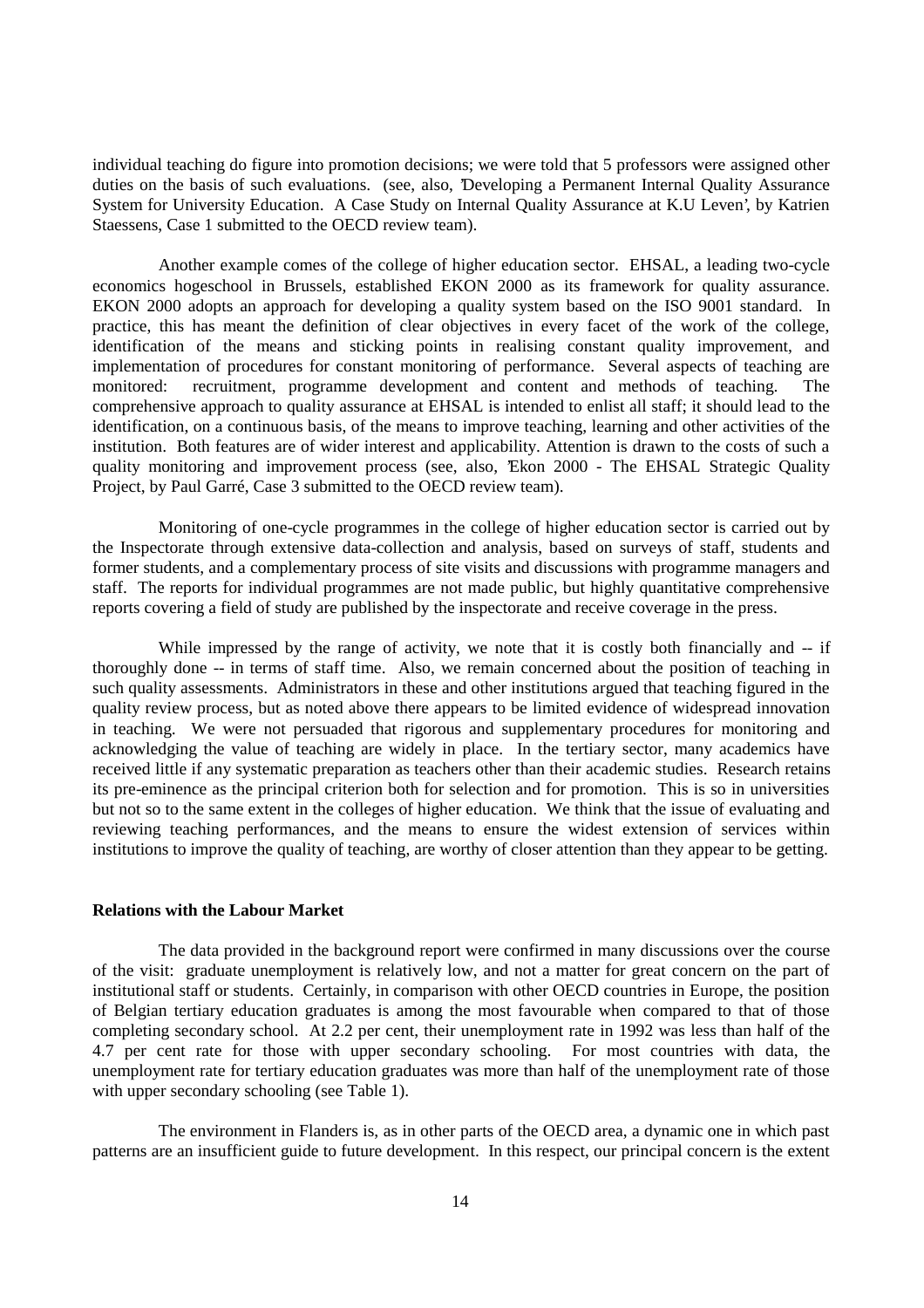individual teaching do figure into promotion decisions; we were told that 5 professors were assigned other duties on the basis of such evaluations. (see, also, 'Developing a Permanent Internal Quality Assurance System for University Education. A Case Study on Internal Quality Assurance at K.U Leven', by Katrien Staessens, Case 1 submitted to the OECD review team).

Another example comes of the college of higher education sector. EHSAL, a leading two-cycle economics hogeschool in Brussels, established EKON 2000 as its framework for quality assurance. EKON 2000 adopts an approach for developing a quality system based on the ISO 9001 standard. In practice, this has meant the definition of clear objectives in every facet of the work of the college, identification of the means and sticking points in realising constant quality improvement, and implementation of procedures for constant monitoring of performance. Several aspects of teaching are monitored: recruitment, programme development and content and methods of teaching. The comprehensive approach to quality assurance at EHSAL is intended to enlist all staff; it should lead to the identification, on a continuous basis, of the means to improve teaching, learning and other activities of the institution. Both features are of wider interest and applicability. Attention is drawn to the costs of such a quality monitoring and improvement process (see, also, 'Ekon 2000 - The EHSAL Strategic Quality Project, by Paul Garré, Case 3 submitted to the OECD review team).

Monitoring of one-cycle programmes in the college of higher education sector is carried out by the Inspectorate through extensive data-collection and analysis, based on surveys of staff, students and former students, and a complementary process of site visits and discussions with programme managers and staff. The reports for individual programmes are not made public, but highly quantitative comprehensive reports covering a field of study are published by the inspectorate and receive coverage in the press.

While impressed by the range of activity, we note that it is costly both financially and -- if thoroughly done -- in terms of staff time. Also, we remain concerned about the position of teaching in such quality assessments. Administrators in these and other institutions argued that teaching figured in the quality review process, but as noted above there appears to be limited evidence of widespread innovation in teaching. We were not persuaded that rigorous and supplementary procedures for monitoring and acknowledging the value of teaching are widely in place. In the tertiary sector, many academics have received little if any systematic preparation as teachers other than their academic studies. Research retains its pre-eminence as the principal criterion both for selection and for promotion. This is so in universities but not so to the same extent in the colleges of higher education. We think that the issue of evaluating and reviewing teaching performances, and the means to ensure the widest extension of services within institutions to improve the quality of teaching, are worthy of closer attention than they appear to be getting.

**Relations with the Labour Market**

The data provided in the background report were confirmed in many discussions over the course of the visit: graduate unemployment is relatively low, and not a matter for great concern on the part of institutional staff or students. Certainly, in comparison with other OECD countries in Europe, the position of Belgian tertiary education graduates is among the most favourable when compared to that of those completing secondary school. At 2.2 per cent, their unemployment rate in 1992 was less than half of the 4.7 per cent rate for those with upper secondary schooling. For most countries with data, the unemployment rate for tertiary education graduates was more than half of the unemployment rate of those with upper secondary schooling (see Table 1).

The environment in Flanders is, as in other parts of the OECD area, a dynamic one in which past patterns are an insufficient guide to future development. In this respect, our principal concern is the extent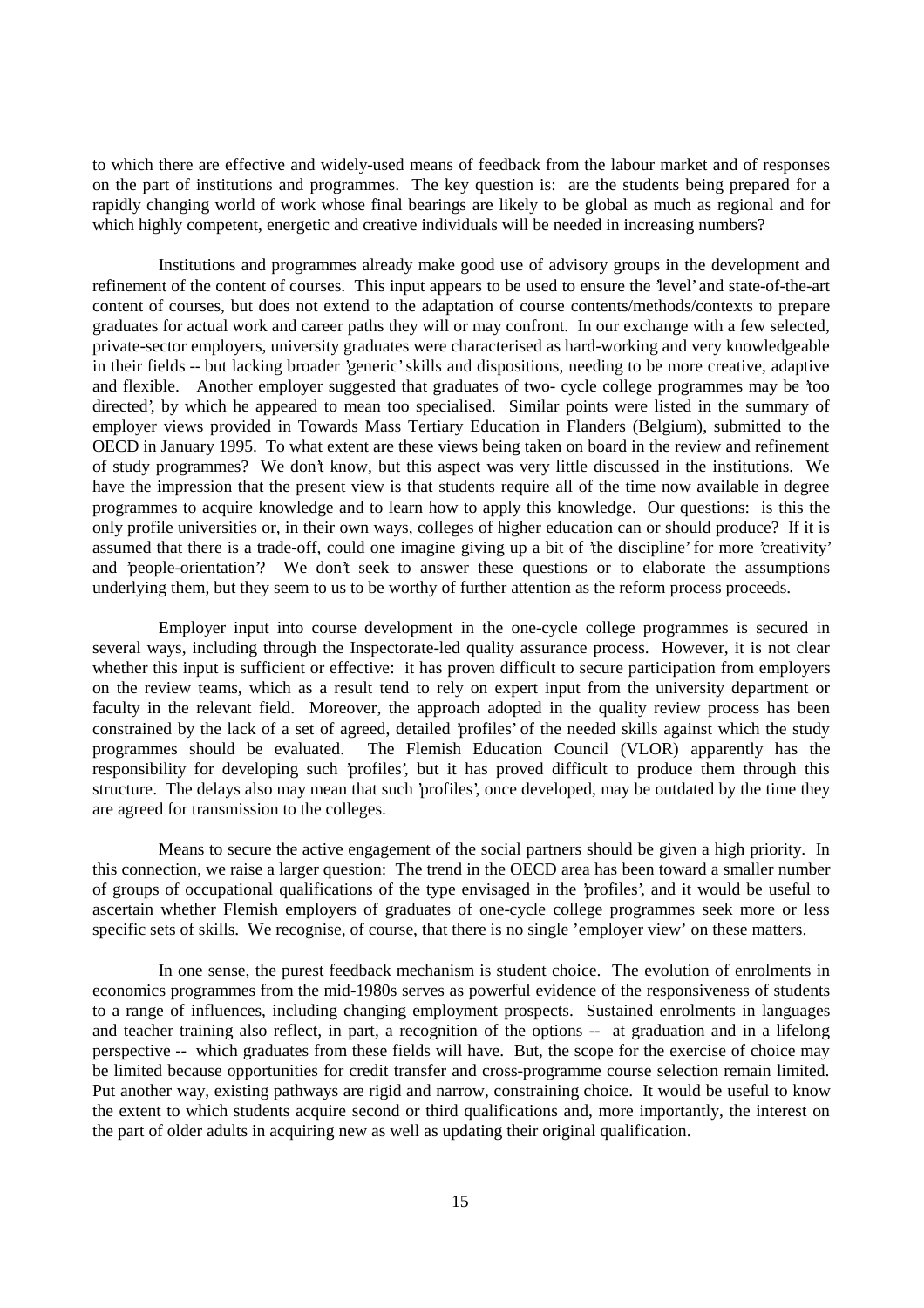to which there are effective and widely-used means of feedback from the labour market and of responses on the part of institutions and programmes. The key question is: are the students being prepared for a rapidly changing world of work whose final bearings are likely to be global as much as regional and for which highly competent, energetic and creative individuals will be needed in increasing numbers?

Institutions and programmes already make good use of advisory groups in the development and refinement of the content of courses. This input appears to be used to ensure the 'level' and state-of-the-art content of courses, but does not extend to the adaptation of course contents/methods/contexts to prepare graduates for actual work and career paths they will or may confront. In our exchange with a few selected, private-sector employers, university graduates were characterised as hard-working and very knowledgeable in their fields -- but lacking broader 'generic' skills and dispositions, needing to be more creative, adaptive and flexible. Another employer suggested that graduates of two- cycle college programmes may be 'too directed', by which he appeared to mean too specialised. Similar points were listed in the summary of employer views provided in Towards Mass Tertiary Education in Flanders (Belgium), submitted to the OECD in January 1995. To what extent are these views being taken on board in the review and refinement of study programmes? We don't know, but this aspect was very little discussed in the institutions. We have the impression that the present view is that students require all of the time now available in degree programmes to acquire knowledge and to learn how to apply this knowledge. Our questions: is this the only profile universities or, in their own ways, colleges of higher education can or should produce? If it is assumed that there is a trade-off, could one imagine giving up a bit of 'the discipline' for more 'creativity' and 'people-orientation'? We don't seek to answer these questions or to elaborate the assumptions underlying them, but they seem to us to be worthy of further attention as the reform process proceeds.

Employer input into course development in the one-cycle college programmes is secured in several ways, including through the Inspectorate-led quality assurance process. However, it is not clear whether this input is sufficient or effective: it has proven difficult to secure participation from employers on the review teams, which as a result tend to rely on expert input from the university department or faculty in the relevant field. Moreover, the approach adopted in the quality review process has been constrained by the lack of a set of agreed, detailed 'profiles' of the needed skills against which the study programmes should be evaluated. The Flemish Education Council (VLOR) apparently has the responsibility for developing such 'profiles', but it has proved difficult to produce them through this structure. The delays also may mean that such 'profiles', once developed, may be outdated by the time they are agreed for transmission to the colleges.

Means to secure the active engagement of the social partners should be given a high priority. In this connection, we raise a larger question: The trend in the OECD area has been toward a smaller number of groups of occupational qualifications of the type envisaged in the 'profiles', and it would be useful to ascertain whether Flemish employers of graduates of one-cycle college programmes seek more or less specific sets of skills. We recognise, of course, that there is no single 'employer view' on these matters.

In one sense, the purest feedback mechanism is student choice. The evolution of enrolments in economics programmes from the mid-1980s serves as powerful evidence of the responsiveness of students to a range of influences, including changing employment prospects. Sustained enrolments in languages and teacher training also reflect, in part, a recognition of the options -- at graduation and in a lifelong perspective -- which graduates from these fields will have. But, the scope for the exercise of choice may be limited because opportunities for credit transfer and cross-programme course selection remain limited. Put another way, existing pathways are rigid and narrow, constraining choice. It would be useful to know the extent to which students acquire second or third qualifications and, more importantly, the interest on the part of older adults in acquiring new as well as updating their original qualification.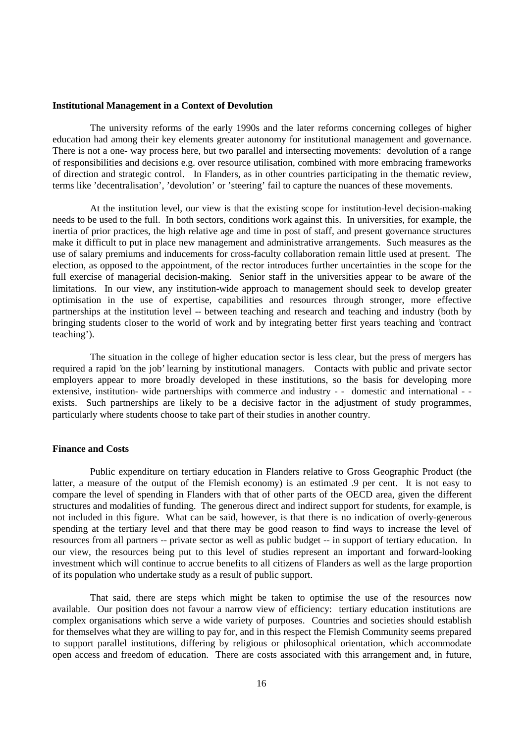**Institutional Management in a Context of Devolution**

The university reforms of the early 1990s and the later reforms concerning colleges of higher education had among their key elements greater autonomy for institutional management and governance. There is not a one- way process here, but two parallel and intersecting movements: devolution of a range of responsibilities and decisions e.g. over resource utilisation, combined with more embracing frameworks of direction and strategic control. In Flanders, as in other countries participating in the thematic review, terms like 'decentralisation', 'devolution' or 'steering' fail to capture the nuances of these movements.

At the institution level, our view is that the existing scope for institution-level decision-making needs to be used to the full. In both sectors, conditions work against this. In universities, for example, the inertia of prior practices, the high relative age and time in post of staff, and present governance structures make it difficult to put in place new management and administrative arrangements. Such measures as the use of salary premiums and inducements for cross-faculty collaboration remain little used at present. The election, as opposed to the appointment, of the rector introduces further uncertainties in the scope for the full exercise of managerial decision-making. Senior staff in the universities appear to be aware of the limitations. In our view, any institution-wide approach to management should seek to develop greater optimisation in the use of expertise, capabilities and resources through stronger, more effective partnerships at the institution level -- between teaching and research and teaching and industry (both by bringing students closer to the world of work and by integrating better first years teaching and 'contract teaching').

The situation in the college of higher education sector is less clear, but the press of mergers has required a rapid 'on the job' learning by institutional managers. Contacts with public and private sector employers appear to more broadly developed in these institutions, so the basis for developing more extensive, institution- wide partnerships with commerce and industry - - domestic and international - - exists. Such partnerships are likely to be a decisive factor in the adjustment of study programmes, particularly where students choose to take part of their studies in another country.

**Finance and Costs**

Public expenditure on tertiary education in Flanders relative to Gross Geographic Product (the latter, a measure of the output of the Flemish economy) is an estimated .9 per cent. It is not easy to compare the level of spending in Flanders with that of other parts of the OECD area, given the different structures and modalities of funding. The generous direct and indirect support for students, for example, is not included in this figure. What can be said, however, is that there is no indication of overly-generous spending at the tertiary level and that there may be good reason to find ways to increase the level of resources from all partners -- private sector as well as public budget -- in support of tertiary education. In our view, the resources being put to this level of studies represent an important and forward-looking investment which will continue to accrue benefits to all citizens of Flanders as well as the large proportion of its population who undertake study as a result of public support.

That said, there are steps which might be taken to optimise the use of the resources now available. Our position does not favour a narrow view of efficiency: tertiary education institutions are complex organisations which serve a wide variety of purposes. Countries and societies should establish for themselves what they are willing to pay for, and in this respect the Flemish Community seems prepared to support parallel institutions, differing by religious or philosophical orientation, which accommodate open access and freedom of education. There are costs associated with this arrangement and, in future,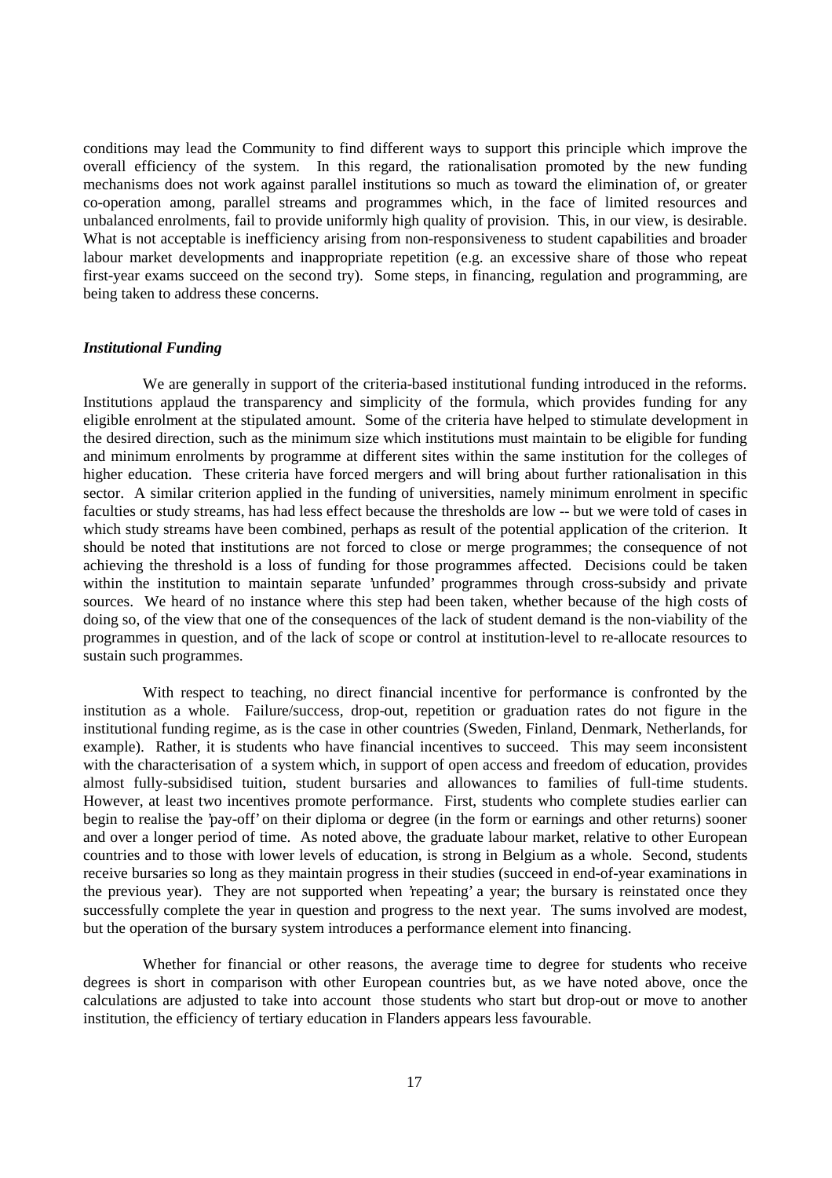conditions may lead the Community to find different ways to support this principle which improve the overall efficiency of the system. In this regard, the rationalisation promoted by the new funding mechanisms does not work against parallel institutions so much as toward the elimination of, or greater co-operation among, parallel streams and programmes which, in the face of limited resources and unbalanced enrolments, fail to provide uniformly high quality of provision. This, in our view, is desirable. What is not acceptable is inefficiency arising from non-responsiveness to student capabilities and broader labour market developments and inappropriate repetition (e.g. an excessive share of those who repeat first-year exams succeed on the second try). Some steps, in financing, regulation and programming, are being taken to address these concerns.

### *Institutional Funding*

We are generally in support of the criteria-based institutional funding introduced in the reforms. Institutions applaud the transparency and simplicity of the formula, which provides funding for any eligible enrolment at the stipulated amount. Some of the criteria have helped to stimulate development in the desired direction, such as the minimum size which institutions must maintain to be eligible for funding and minimum enrolments by programme at different sites within the same institution for the colleges of higher education. These criteria have forced mergers and will bring about further rationalisation in this sector. A similar criterion applied in the funding of universities, namely minimum enrolment in specific faculties or study streams, has had less effect because the thresholds are low -- but we were told of cases in which study streams have been combined, perhaps as result of the potential application of the criterion. It should be noted that institutions are not forced to close or merge programmes; the consequence of not achieving the threshold is a loss of funding for those programmes affected. Decisions could be taken within the institution to maintain separate 'unfunded' programmes through cross-subsidy and private sources. We heard of no instance where this step had been taken, whether because of the high costs of doing so, of the view that one of the consequences of the lack of student demand is the non-viability of the programmes in question, and of the lack of scope or control at institution-level to re-allocate resources to sustain such programmes.

With respect to teaching, no direct financial incentive for performance is confronted by the institution as a whole. Failure/success, drop-out, repetition or graduation rates do not figure in the institutional funding regime, as is the case in other countries (Sweden, Finland, Denmark, Netherlands, for example). Rather, it is students who have financial incentives to succeed. This may seem inconsistent with the characterisation of a system which, in support of open access and freedom of education, provides almost fully-subsidised tuition, student bursaries and allowances to families of full-time students. However, at least two incentives promote performance. First, students who complete studies earlier can begin to realise the 'pay-off' on their diploma or degree (in the form or earnings and other returns) sooner and over a longer period of time. As noted above, the graduate labour market, relative to other European countries and to those with lower levels of education, is strong in Belgium as a whole. Second, students receive bursaries so long as they maintain progress in their studies (succeed in end-of-year examinations in the previous year). They are not supported when 'repeating' a year; the bursary is reinstated once they successfully complete the year in question and progress to the next year. The sums involved are modest, but the operation of the bursary system introduces a performance element into financing.

Whether for financial or other reasons, the average time to degree for students who receive degrees is short in comparison with other European countries but, as we have noted above, once the calculations are adjusted to take into account those students who start but drop-out or move to another institution, the efficiency of tertiary education in Flanders appears less favourable.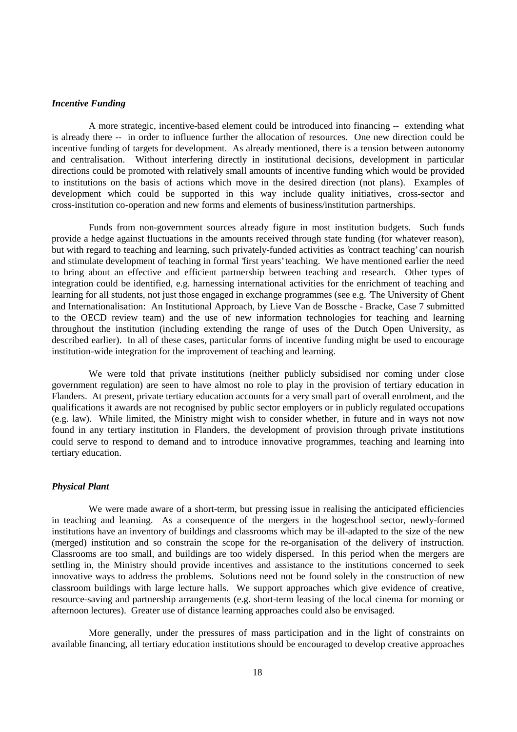### *Incentive Funding*

A more strategic, incentive-based element could be introduced into financing -- extending what is already there -- in order to influence further the allocation of resources. One new direction could be incentive funding of targets for development. As already mentioned, there is a tension between autonomy and centralisation. Without interfering directly in institutional decisions, development in particular directions could be promoted with relatively small amounts of incentive funding which would be provided to institutions on the basis of actions which move in the desired direction (not plans). Examples of development which could be supported in this way include quality initiatives, cross-sector and cross-institution co-operation and new forms and elements of business/institution partnerships.

Funds from non-government sources already figure in most institution budgets. Such funds provide a hedge against fluctuations in the amounts received through state funding (for whatever reason), but with regard to teaching and learning, such privately-funded activities as 'contract teaching' can nourish and stimulate development of teaching in formal 'first years' teaching. We have mentioned earlier the need to bring about an effective and efficient partnership between teaching and research. Other types of integration could be identified, e.g. harnessing international activities for the enrichment of teaching and learning for all students, not just those engaged in exchange programmes (see e.g. 'The University of Ghent and Internationalisation: An Institutional Approach, by Lieve Van de Bossche - Bracke, Case 7 submitted to the OECD review team) and the use of new information technologies for teaching and learning throughout the institution (including extending the range of uses of the Dutch Open University, as described earlier). In all of these cases, particular forms of incentive funding might be used to encourage institution-wide integration for the improvement of teaching and learning.

We were told that private institutions (neither publicly subsidised nor coming under close government regulation) are seen to have almost no role to play in the provision of tertiary education in Flanders. At present, private tertiary education accounts for a very small part of overall enrolment, and the qualifications it awards are not recognised by public sector employers or in publicly regulated occupations (e.g. law). While limited, the Ministry might wish to consider whether, in future and in ways not now found in any tertiary institution in Flanders, the development of provision through private institutions could serve to respond to demand and to introduce innovative programmes, teaching and learning into tertiary education.

### *Physical Plant*

We were made aware of a short-term, but pressing issue in realising the anticipated efficiencies in teaching and learning. As a consequence of the mergers in the hogeschool sector, newly-formed institutions have an inventory of buildings and classrooms which may be ill-adapted to the size of the new (merged) institution and so constrain the scope for the re-organisation of the delivery of instruction. Classrooms are too small, and buildings are too widely dispersed. In this period when the mergers are settling in, the Ministry should provide incentives and assistance to the institutions concerned to seek innovative ways to address the problems. Solutions need not be found solely in the construction of new classroom buildings with large lecture halls. We support approaches which give evidence of creative, resource-saving and partnership arrangements (e.g. short-term leasing of the local cinema for morning or afternoon lectures). Greater use of distance learning approaches could also be envisaged.

More generally, under the pressures of mass participation and in the light of constraints on available financing, all tertiary education institutions should be encouraged to develop creative approaches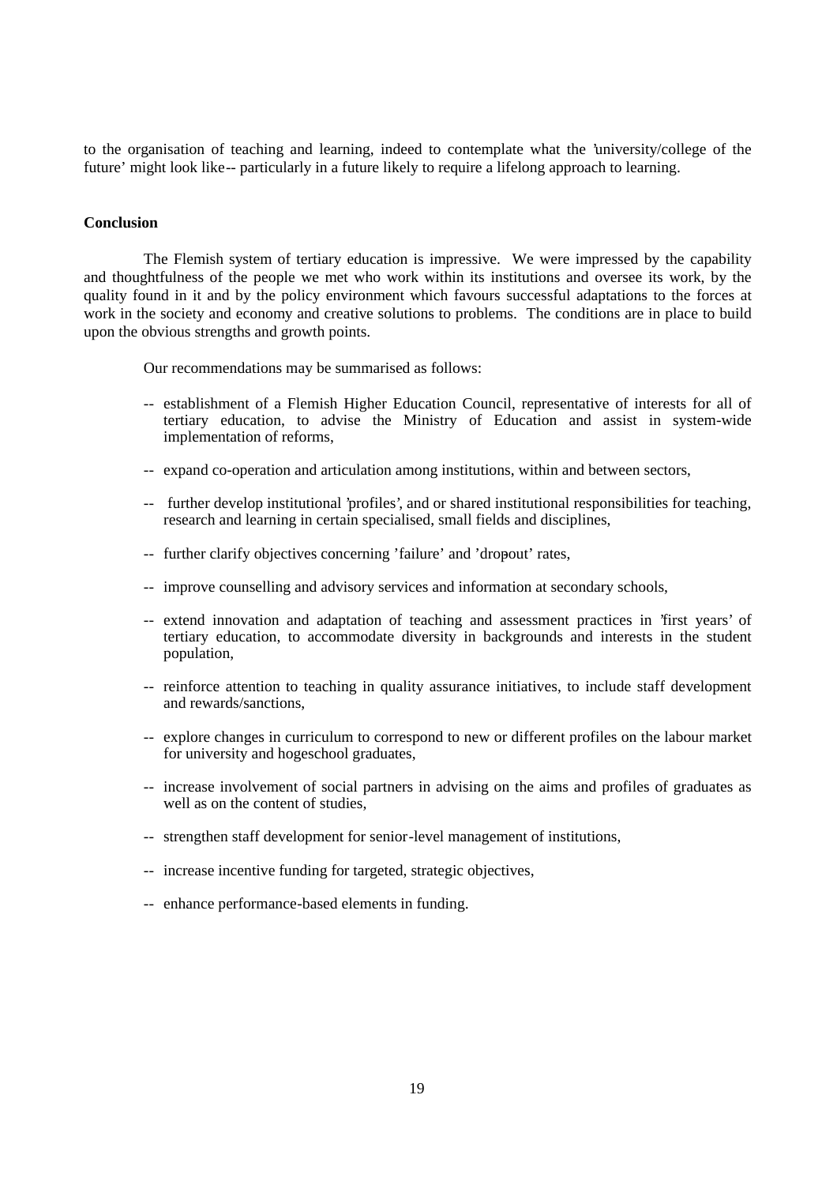to the organisation of teaching and learning, indeed to contemplate what the 'university/college of the future' might look like -- particularly in a future likely to require a lifelong approach to learning.

**Conclusion**

The Flemish system of tertiary education is impressive. We were impressed by the capability and thoughtfulness of the people we met who work within its institutions and oversee its work, by the quality found in it and by the policy environment which favours successful adaptations to the forces at work in the society and economy and creative solutions to problems. The conditions are in place to build upon the obvious strengths and growth points.

Our recommendations may be summarised as follows:

- -- establishment of a Flemish Higher Education Council, representative of interests for all of tertiary education, to advise the Ministry of Education and assist in system-wide implementation of reforms,
- -- expand co-operation and articulation among institutions, within and between sectors,
- -- further develop institutional 'profiles', and or shared institutional responsibilities for teaching, research and learning in certain specialised, small fields and disciplines,
- -- further clarify objectives concerning 'failure' and 'drop-out' rates,
- -- improve counselling and advisory services and information at secondary schools,
- -- extend innovation and adaptation of teaching and assessment practices in 'first years' of tertiary education, to accommodate diversity in backgrounds and interests in the student population,
- -- reinforce attention to teaching in quality assurance initiatives, to include staff development and rewards/sanctions,
- -- explore changes in curriculum to correspond to new or different profiles on the labour market for university and hogeschool graduates,
- -- increase involvement of social partners in advising on the aims and profiles of graduates as well as on the content of studies,
- -- strengthen staff development for senior-level management of institutions,
- -- increase incentive funding for targeted, strategic objectives,
- -- enhance performance-based elements in funding.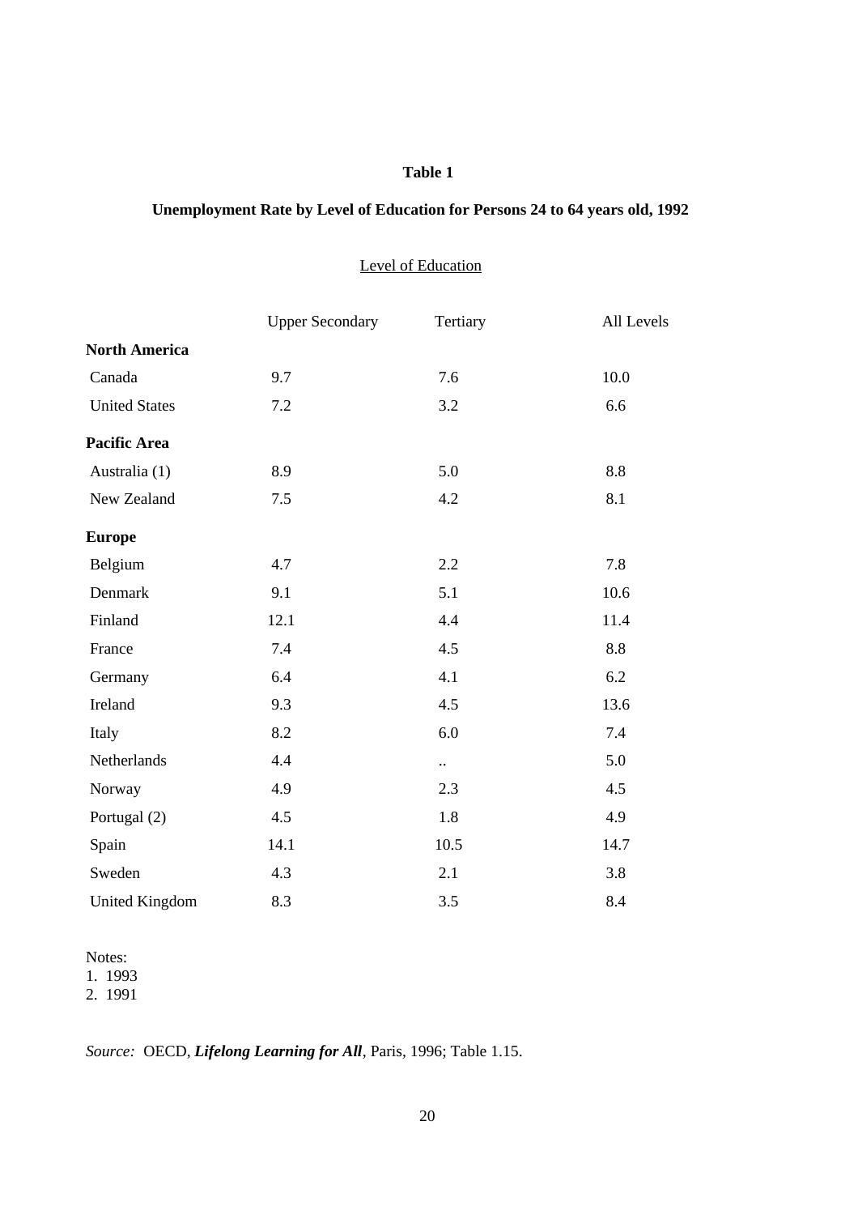**Table 1**

**Unemployment Rate by Level of Education for Persons 24 to 64 years old, 1992**

| | Level of Education | | |
|---|---|---|---|
| | Upper Secondary | Tertiary | All Levels |
| **North America** | | | |
| Canada | 9.7 | 7.6 | 10.0 |
| United States | 7.2 | 3.2 | 6.6 |
| **Pacific Area** | | | |
| Australia (1) | 8.9 | 5.0 | 8.8 |
| New Zealand | 7.5 | 4.2 | 8.1 |
| **Europe** | | | |
| Belgium | 4.7 | 2.2 | 7.8 |
| Denmark | 9.1 | 5.1 | 10.6 |
| Finland | 12.1 | 4.4 | 11.4 |
| France | 7.4 | 4.5 | 8.8 |
| Germany | 6.4 | 4.1 | 6.2 |
| Ireland | 9.3 | 4.5 | 13.6 |
| Italy | 8.2 | 6.0 | 7.4 |
| Netherlands | 4.4 | .. | 5.0 |
| Norway | 4.9 | 2.3 | 4.5 |
| Portugal (2) | 4.5 | 1.8 | 4.9 |
| Spain | 14.1 | 10.5 | 14.7 |
| Sweden | 4.3 | 2.1 | 3.8 |
| United Kingdom | 8.3 | 3.5 | 8.4 |

Notes:
1. 1993
2. 1991

*Source:* OECD, ***Lifelong Learning for All***, Paris, 1996; Table 1.15.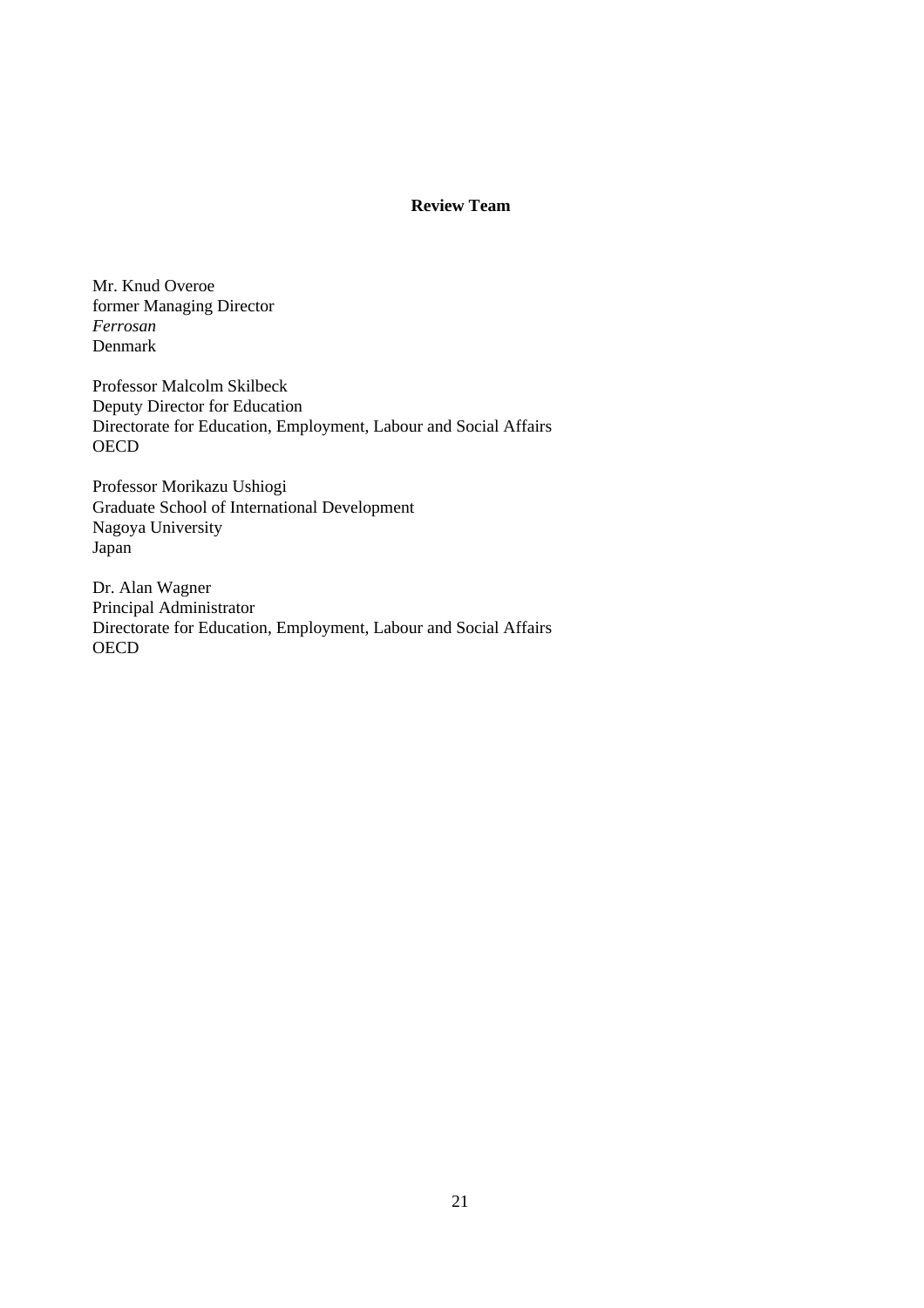**Review Team**

Mr. Knud Overoe
former Managing Director
*Ferrosan*
Denmark

Professor Malcolm Skilbeck
Deputy Director for Education
Directorate for Education, Employment, Labour and Social Affairs
OECD

Professor Morikazu Ushiogi
Graduate School of International Development
Nagoya University
Japan

Dr. Alan Wagner
Principal Administrator
Directorate for Education, Employment, Labour and Social Affairs
OECD